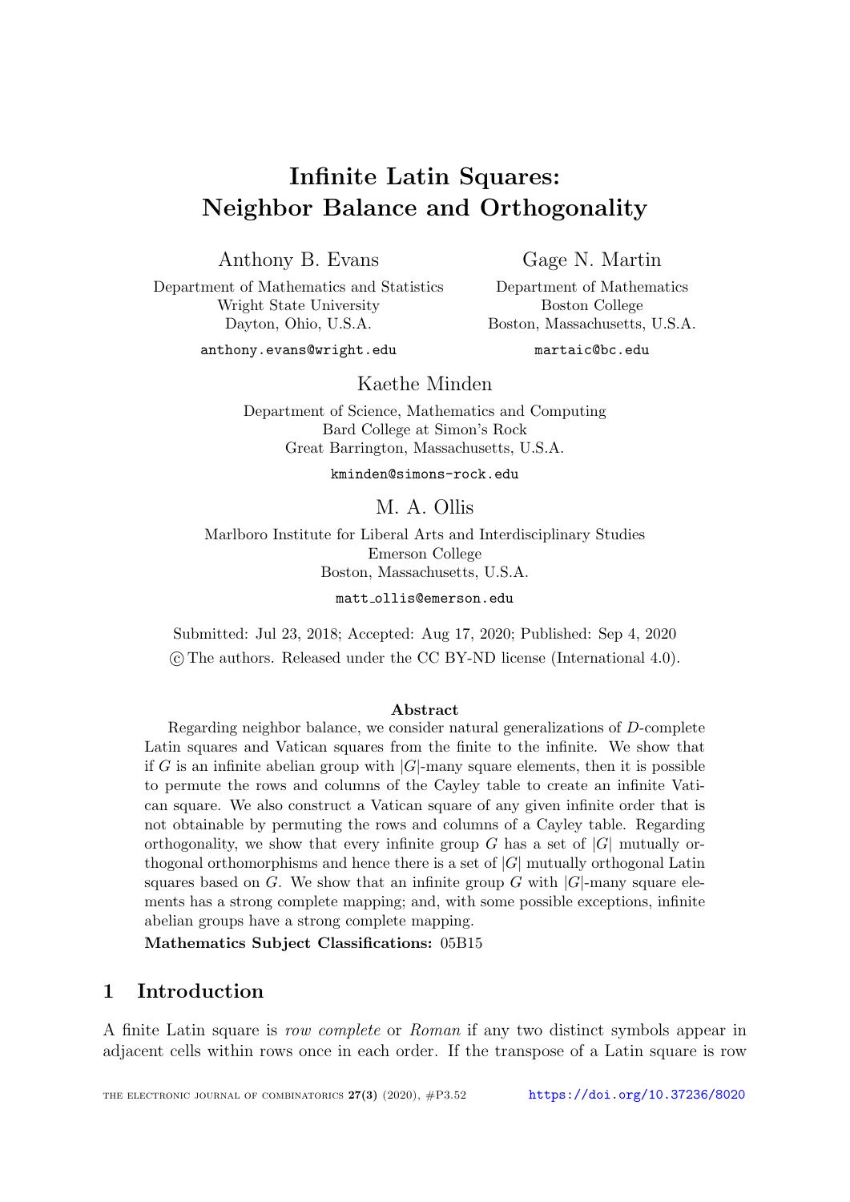# Infinite Latin Squares: Neighbor Balance and Orthogonality

Anthony B. Evans
Department of Mathematics and Statistics
Wright State University
Dayton, Ohio, U.S.A.
anthony.evans@wright.edu

Gage N. Martin
Department of Mathematics
Boston College
Boston, Massachusetts, U.S.A.
martaic@bc.edu

Kaethe Minden
Department of Science, Mathematics and Computing
Bard College at Simon's Rock
Great Barrington, Massachusetts, U.S.A.
kminden@simons-rock.edu

M. A. Ollis
Marlboro Institute for Liberal Arts and Interdisciplinary Studies
Emerson College
Boston, Massachusetts, U.S.A.
matt_ollis@emerson.edu

Submitted: Jul 23, 2018; Accepted: Aug 17, 2020; Published: Sep 4, 2020
© The authors. Released under the CC BY-ND license (International 4.0).

## Abstract

Regarding neighbor balance, we consider natural generalizations of $D$-complete Latin squares and Vatican squares from the finite to the infinite. We show that if $G$ is an infinite abelian group with $|G|$-many square elements, then it is possible to permute the rows and columns of the Cayley table to create an infinite Vatican square. We also construct a Vatican square of any given infinite order that is not obtainable by permuting the rows and columns of a Cayley table. Regarding orthogonality, we show that every infinite group $G$ has a set of $|G|$ mutually orthogonal orthomorphisms and hence there is a set of $|G|$ mutually orthogonal Latin squares based on $G$. We show that an infinite group $G$ with $|G|$-many square elements has a strong complete mapping; and, with some possible exceptions, infinite abelian groups have a strong complete mapping.

**Mathematics Subject Classifications:** 05B15

## 1 Introduction

A finite Latin square is *row complete* or *Roman* if any two distinct symbols appear in adjacent cells within rows once in each order. If the transpose of a Latin square is row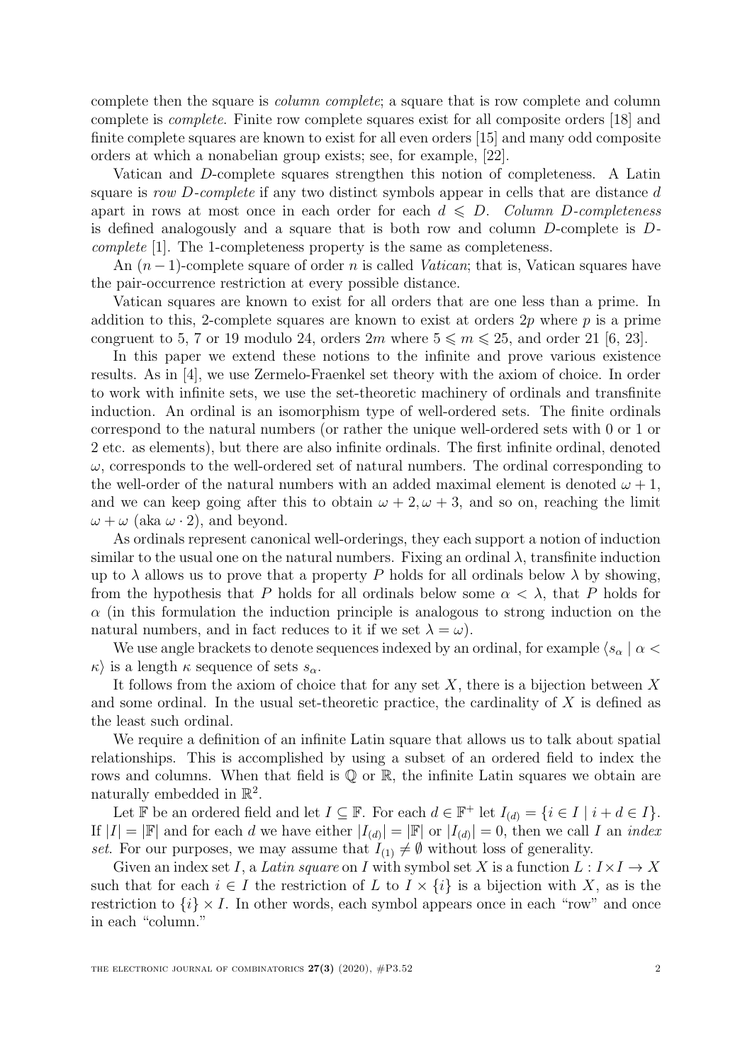complete then the square is *column complete*; a square that is row complete and column complete is *complete*. Finite row complete squares exist for all composite orders [18] and finite complete squares are known to exist for all even orders [15] and many odd composite orders at which a nonabelian group exists; see, for example, [22].

Vatican and $D$-complete squares strengthen this notion of completeness. A Latin square is *row $D$-complete* if any two distinct symbols appear in cells that are distance $d$ apart in rows at most once in each order for each $d \leqslant D$. *Column $D$-completeness* is defined analogously and a square that is both row and column $D$-complete is *$D$-complete* [1]. The 1-completeness property is the same as completeness.

An $(n-1)$-complete square of order $n$ is called *Vatican*; that is, Vatican squares have the pair-occurrence restriction at every possible distance.

Vatican squares are known to exist for all orders that are one less than a prime. In addition to this, 2-complete squares are known to exist at orders $2p$ where $p$ is a prime congruent to 5, 7 or 19 modulo 24, orders $2m$ where $5 \leqslant m \leqslant 25$, and order 21 [6, 23].

In this paper we extend these notions to the infinite and prove various existence results. As in [4], we use Zermelo-Fraenkel set theory with the axiom of choice. In order to work with infinite sets, we use the set-theoretic machinery of ordinals and transfinite induction. An ordinal is an isomorphism type of well-ordered sets. The finite ordinals correspond to the natural numbers (or rather the unique well-ordered sets with 0 or 1 or 2 etc. as elements), but there are also infinite ordinals. The first infinite ordinal, denoted $\omega$, corresponds to the well-ordered set of natural numbers. The ordinal corresponding to the well-order of the natural numbers with an added maximal element is denoted $\omega + 1$, and we can keep going after this to obtain $\omega + 2, \omega + 3$, and so on, reaching the limit $\omega + \omega$ (aka $\omega \cdot 2$), and beyond.

As ordinals represent canonical well-orderings, they each support a notion of induction similar to the usual one on the natural numbers. Fixing an ordinal $\lambda$, transfinite induction up to $\lambda$ allows us to prove that a property $P$ holds for all ordinals below $\lambda$ by showing, from the hypothesis that $P$ holds for all ordinals below some $\alpha < \lambda$, that $P$ holds for $\alpha$ (in this formulation the induction principle is analogous to strong induction on the natural numbers, and in fact reduces to it if we set $\lambda = \omega$).

We use angle brackets to denote sequences indexed by an ordinal, for example $\langle s_\alpha \mid \alpha < \kappa \rangle$ is a length $\kappa$ sequence of sets $s_\alpha$.

It follows from the axiom of choice that for any set $X$, there is a bijection between $X$ and some ordinal. In the usual set-theoretic practice, the cardinality of $X$ is defined as the least such ordinal.

We require a definition of an infinite Latin square that allows us to talk about spatial relationships. This is accomplished by using a subset of an ordered field to index the rows and columns. When that field is $\mathbb{Q}$ or $\mathbb{R}$, the infinite Latin squares we obtain are naturally embedded in $\mathbb{R}^2$.

Let $\mathbb{F}$ be an ordered field and let $I \subseteq \mathbb{F}$. For each $d \in \mathbb{F}^+$ let $I_{(d)} = \{i \in I \mid i + d \in I\}$. If $|I| = |\mathbb{F}|$ and for each $d$ we have either $|I_{(d)}| = |\mathbb{F}|$ or $|I_{(d)}| = 0$, then we call $I$ an *index set*. For our purposes, we may assume that $I_{(1)} \neq \emptyset$ without loss of generality.

Given an index set $I$, a *Latin square* on $I$ with symbol set $X$ is a function $L : I \times I \to X$ such that for each $i \in I$ the restriction of $L$ to $I \times \{i\}$ is a bijection with $X$, as is the restriction to $\{i\} \times I$. In other words, each symbol appears once in each "row" and once in each "column."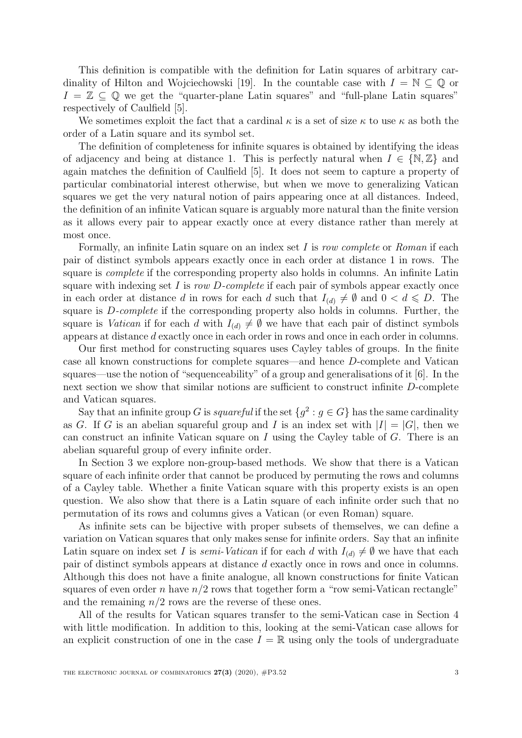This definition is compatible with the definition for Latin squares of arbitrary cardinality of Hilton and Wojciechowski [19]. In the countable case with $I = \mathbb{N} \subseteq \mathbb{Q}$ or $I = \mathbb{Z} \subseteq \mathbb{Q}$ we get the "quarter-plane Latin squares" and "full-plane Latin squares" respectively of Caulfield [5].

We sometimes exploit the fact that a cardinal $\kappa$ is a set of size $\kappa$ to use $\kappa$ as both the order of a Latin square and its symbol set.

The definition of completeness for infinite squares is obtained by identifying the ideas of adjacency and being at distance 1. This is perfectly natural when $I \in \{\mathbb{N}, \mathbb{Z}\}$ and again matches the definition of Caulfield [5]. It does not seem to capture a property of particular combinatorial interest otherwise, but when we move to generalizing Vatican squares we get the very natural notion of pairs appearing once at all distances. Indeed, the definition of an infinite Vatican square is arguably more natural than the finite version as it allows every pair to appear exactly once at every distance rather than merely at most once.

Formally, an infinite Latin square on an index set $I$ is *row complete* or *Roman* if each pair of distinct symbols appears exactly once in each order at distance 1 in rows. The square is *complete* if the corresponding property also holds in columns. An infinite Latin square with indexing set $I$ is *row D-complete* if each pair of symbols appear exactly once in each order at distance $d$ in rows for each $d$ such that $I_{(d)} \neq \emptyset$ and $0 < d \leqslant D$. The square is *D-complete* if the corresponding property also holds in columns. Further, the square is *Vatican* if for each $d$ with $I_{(d)} \neq \emptyset$ we have that each pair of distinct symbols appears at distance $d$ exactly once in each order in rows and once in each order in columns.

Our first method for constructing squares uses Cayley tables of groups. In the finite case all known constructions for complete squares—and hence $D$-complete and Vatican squares—use the notion of "sequenceability" of a group and generalisations of it [6]. In the next section we show that similar notions are sufficient to construct infinite $D$-complete and Vatican squares.

Say that an infinite group $G$ is *squareful* if the set $\{g^2 : g \in G\}$ has the same cardinality as $G$. If $G$ is an abelian squareful group and $I$ is an index set with $|I| = |G|$, then we can construct an infinite Vatican square on $I$ using the Cayley table of $G$. There is an abelian squareful group of every infinite order.

In Section 3 we explore non-group-based methods. We show that there is a Vatican square of each infinite order that cannot be produced by permuting the rows and columns of a Cayley table. Whether a finite Vatican square with this property exists is an open question. We also show that there is a Latin square of each infinite order such that no permutation of its rows and columns gives a Vatican (or even Roman) square.

As infinite sets can be bijective with proper subsets of themselves, we can define a variation on Vatican squares that only makes sense for infinite orders. Say that an infinite Latin square on index set $I$ is *semi-Vatican* if for each $d$ with $I_{(d)} \neq \emptyset$ we have that each pair of distinct symbols appears at distance $d$ exactly once in rows and once in columns. Although this does not have a finite analogue, all known constructions for finite Vatican squares of even order $n$ have $n/2$ rows that together form a "row semi-Vatican rectangle" and the remaining $n/2$ rows are the reverse of these ones.

All of the results for Vatican squares transfer to the semi-Vatican case in Section 4 with little modification. In addition to this, looking at the semi-Vatican case allows for an explicit construction of one in the case $I = \mathbb{R}$ using only the tools of undergraduate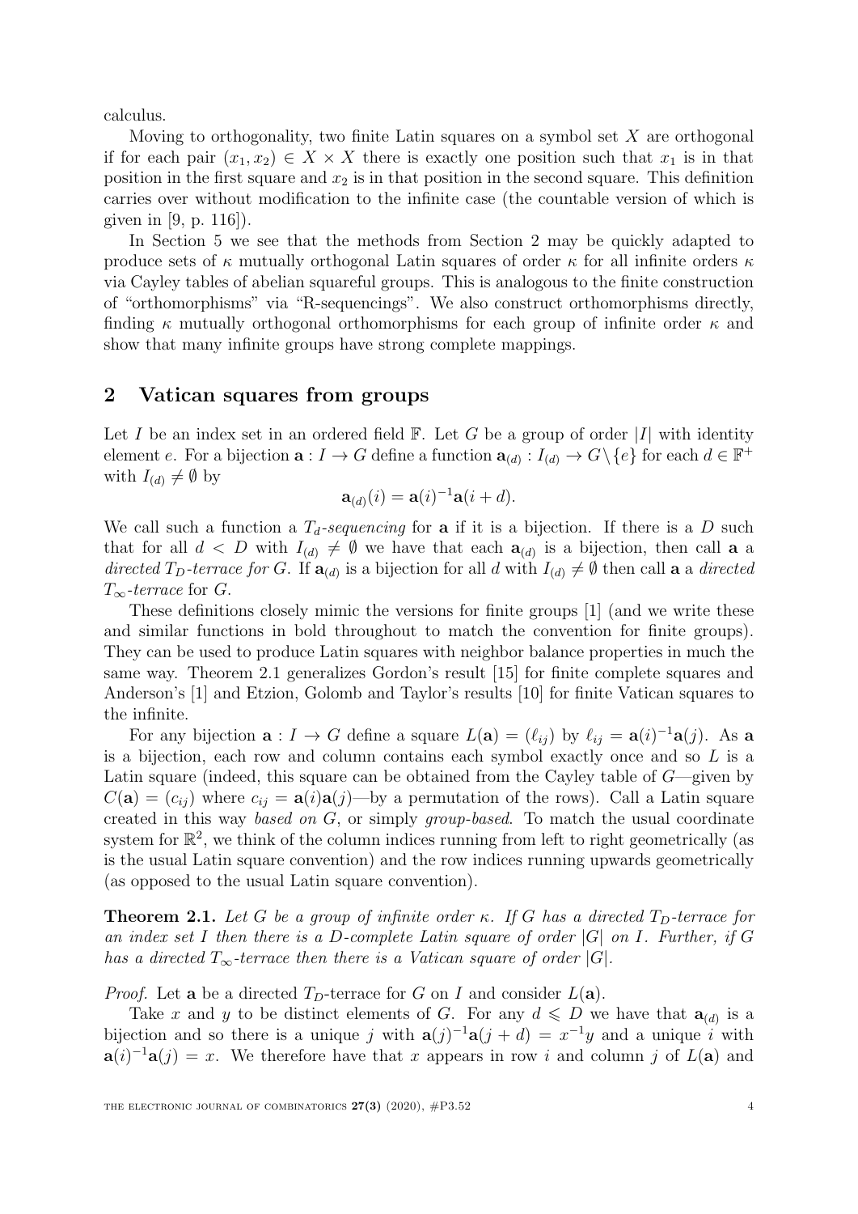calculus.

Moving to orthogonality, two finite Latin squares on a symbol set $X$ are orthogonal if for each pair $(x_1, x_2) \in X \times X$ there is exactly one position such that $x_1$ is in that position in the first square and $x_2$ is in that position in the second square. This definition carries over without modification to the infinite case (the countable version of which is given in [9, p. 116]).

In Section 5 we see that the methods from Section 2 may be quickly adapted to produce sets of $\kappa$ mutually orthogonal Latin squares of order $\kappa$ for all infinite orders $\kappa$ via Cayley tables of abelian squareful groups. This is analogous to the finite construction of "orthomorphisms" via "R-sequencings". We also construct orthomorphisms directly, finding $\kappa$ mutually orthogonal orthomorphisms for each group of infinite order $\kappa$ and show that many infinite groups have strong complete mappings.

## 2 Vatican squares from groups

Let $I$ be an index set in an ordered field $\mathbb{F}$. Let $G$ be a group of order $|I|$ with identity element $e$. For a bijection $\mathbf{a} : I \to G$ define a function $\mathbf{a}_{(d)} : I_{(d)} \to G \setminus \{e\}$ for each $d \in \mathbb{F}^+$ with $I_{(d)} \neq \emptyset$ by

$$\mathbf{a}_{(d)}(i) = \mathbf{a}(i)^{-1}\mathbf{a}(i + d).$$

We call such a function a *$T_d$-sequencing* for $\mathbf{a}$ if it is a bijection. If there is a $D$ such that for all $d < D$ with $I_{(d)} \neq \emptyset$ we have that each $\mathbf{a}_{(d)}$ is a bijection, then call $\mathbf{a}$ a *directed $T_D$-terrace for $G$*. If $\mathbf{a}_{(d)}$ is a bijection for all $d$ with $I_{(d)} \neq \emptyset$ then call $\mathbf{a}$ a *directed $T_\infty$-terrace* for $G$.

These definitions closely mimic the versions for finite groups [1] (and we write these and similar functions in bold throughout to match the convention for finite groups). They can be used to produce Latin squares with neighbor balance properties in much the same way. Theorem 2.1 generalizes Gordon's result [15] for finite complete squares and Anderson's [1] and Etzion, Golomb and Taylor's results [10] for finite Vatican squares to the infinite.

For any bijection $\mathbf{a} : I \to G$ define a square $L(\mathbf{a}) = (\ell_{ij})$ by $\ell_{ij} = \mathbf{a}(i)^{-1}\mathbf{a}(j)$. As $\mathbf{a}$ is a bijection, each row and column contains each symbol exactly once and so $L$ is a Latin square (indeed, this square can be obtained from the Cayley table of $G$—given by $C(\mathbf{a}) = (c_{ij})$ where $c_{ij} = \mathbf{a}(i)\mathbf{a}(j)$—by a permutation of the rows). Call a Latin square created in this way *based on $G$*, or simply *group-based*. To match the usual coordinate system for $\mathbb{R}^2$, we think of the column indices running from left to right geometrically (as is the usual Latin square convention) and the row indices running upwards geometrically (as opposed to the usual Latin square convention).

**Theorem 2.1.** *Let $G$ be a group of infinite order $\kappa$. If $G$ has a directed $T_D$-terrace for an index set $I$ then there is a $D$-complete Latin square of order $|G|$ on $I$. Further, if $G$ has a directed $T_\infty$-terrace then there is a Vatican square of order $|G|$.*

*Proof.* Let $\mathbf{a}$ be a directed $T_D$-terrace for $G$ on $I$ and consider $L(\mathbf{a})$.

Take $x$ and $y$ to be distinct elements of $G$. For any $d \leqslant D$ we have that $\mathbf{a}_{(d)}$ is a bijection and so there is a unique $j$ with $\mathbf{a}(j)^{-1}\mathbf{a}(j + d) = x^{-1}y$ and a unique $i$ with $\mathbf{a}(i)^{-1}\mathbf{a}(j) = x$. We therefore have that $x$ appears in row $i$ and column $j$ of $L(\mathbf{a})$ and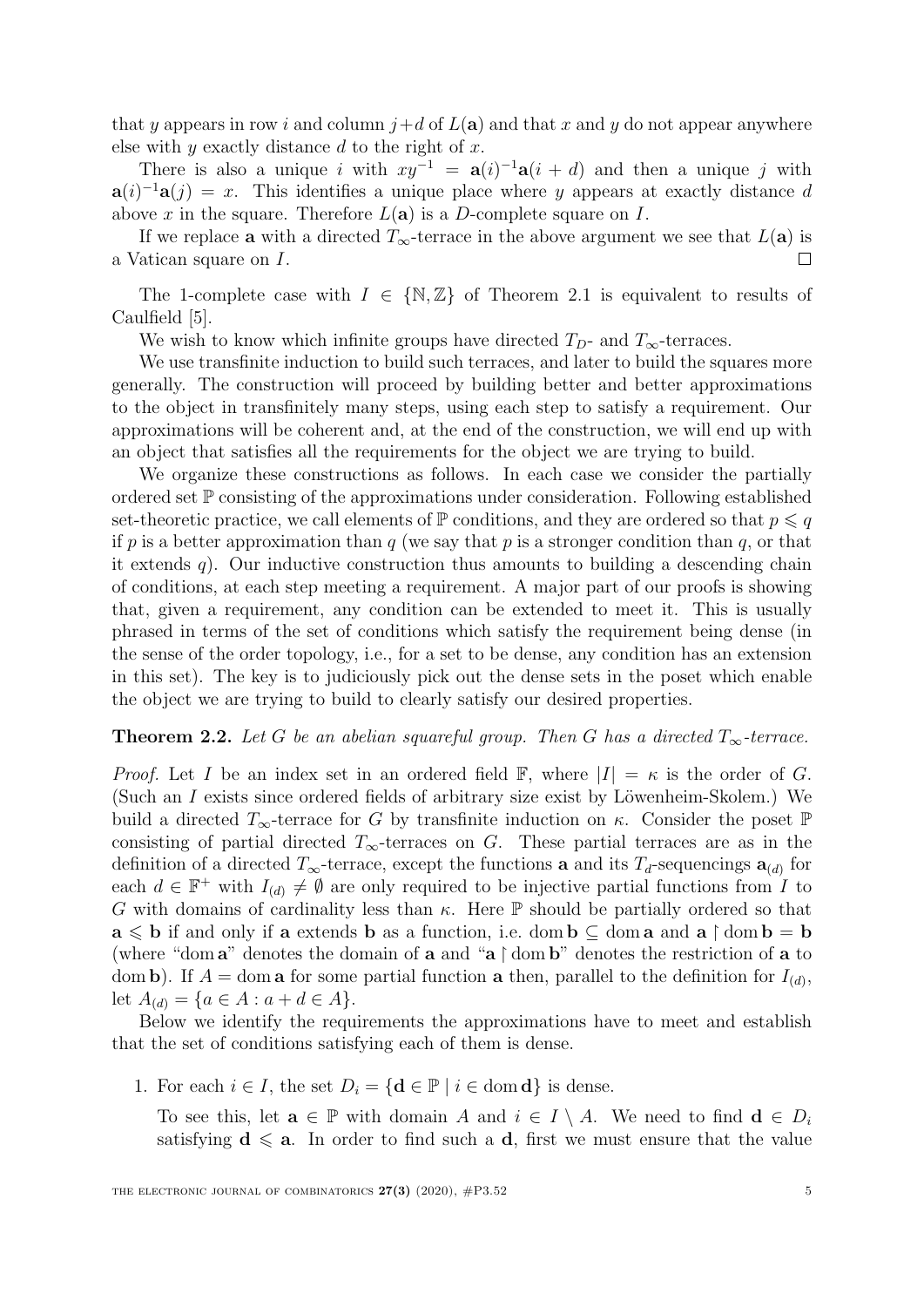that $y$ appears in row $i$ and column $j+d$ of $L(\mathbf{a})$ and that $x$ and $y$ do not appear anywhere else with $y$ exactly distance $d$ to the right of $x$.

There is also a unique $i$ with $xy^{-1} = \mathbf{a}(i)^{-1}\mathbf{a}(i+d)$ and then a unique $j$ with $\mathbf{a}(i)^{-1}\mathbf{a}(j) = x$. This identifies a unique place where $y$ appears at exactly distance $d$ above $x$ in the square. Therefore $L(\mathbf{a})$ is a $D$-complete square on $I$.

If we replace $\mathbf{a}$ with a directed $T_\infty$-terrace in the above argument we see that $L(\mathbf{a})$ is a Vatican square on $I$. $\square$

The 1-complete case with $I \in \{\mathbb{N}, \mathbb{Z}\}$ of Theorem 2.1 is equivalent to results of Caulfield [5].

We wish to know which infinite groups have directed $T_D$- and $T_\infty$-terraces.

We use transfinite induction to build such terraces, and later to build the squares more generally. The construction will proceed by building better and better approximations to the object in transfinitely many steps, using each step to satisfy a requirement. Our approximations will be coherent and, at the end of the construction, we will end up with an object that satisfies all the requirements for the object we are trying to build.

We organize these constructions as follows. In each case we consider the partially ordered set $\mathbb{P}$ consisting of the approximations under consideration. Following established set-theoretic practice, we call elements of $\mathbb{P}$ conditions, and they are ordered so that $p \leqslant q$ if $p$ is a better approximation than $q$ (we say that $p$ is a stronger condition than $q$, or that it extends $q$). Our inductive construction thus amounts to building a descending chain of conditions, at each step meeting a requirement. A major part of our proofs is showing that, given a requirement, any condition can be extended to meet it. This is usually phrased in terms of the set of conditions which satisfy the requirement being dense (in the sense of the order topology, i.e., for a set to be dense, any condition has an extension in this set). The key is to judiciously pick out the dense sets in the poset which enable the object we are trying to build to clearly satisfy our desired properties.

**Theorem 2.2.** *Let $G$ be an abelian squareful group. Then $G$ has a directed $T_\infty$-terrace.*

*Proof.* Let $I$ be an index set in an ordered field $\mathbb{F}$, where $|I| = \kappa$ is the order of $G$. (Such an $I$ exists since ordered fields of arbitrary size exist by Löwenheim-Skolem.) We build a directed $T_\infty$-terrace for $G$ by transfinite induction on $\kappa$. Consider the poset $\mathbb{P}$ consisting of partial directed $T_\infty$-terraces on $G$. These partial terraces are as in the definition of a directed $T_\infty$-terrace, except the functions $\mathbf{a}$ and its $T_d$-sequencings $\mathbf{a}_{(d)}$ for each $d \in \mathbb{F}^+$ with $I_{(d)} \neq \emptyset$ are only required to be injective partial functions from $I$ to $G$ with domains of cardinality less than $\kappa$. Here $\mathbb{P}$ should be partially ordered so that $\mathbf{a} \leqslant \mathbf{b}$ if and only if $\mathbf{a}$ extends $\mathbf{b}$ as a function, i.e. $\operatorname{dom}\mathbf{b} \subseteq \operatorname{dom}\mathbf{a}$ and $\mathbf{a} \restriction \operatorname{dom}\mathbf{b} = \mathbf{b}$ (where "$\operatorname{dom}\mathbf{a}$" denotes the domain of $\mathbf{a}$ and "$\mathbf{a} \restriction \operatorname{dom}\mathbf{b}$" denotes the restriction of $\mathbf{a}$ to $\operatorname{dom}\mathbf{b}$). If $A = \operatorname{dom}\mathbf{a}$ for some partial function $\mathbf{a}$ then, parallel to the definition for $I_{(d)}$, let $A_{(d)} = \{a \in A : a + d \in A\}$.

Below we identify the requirements the approximations have to meet and establish that the set of conditions satisfying each of them is dense.

1. For each $i \in I$, the set $D_i = \{\mathbf{d} \in \mathbb{P} \mid i \in \operatorname{dom}\mathbf{d}\}$ is dense.

   To see this, let $\mathbf{a} \in \mathbb{P}$ with domain $A$ and $i \in I \setminus A$. We need to find $\mathbf{d} \in D_i$ satisfying $\mathbf{d} \leqslant \mathbf{a}$. In order to find such a $\mathbf{d}$, first we must ensure that the value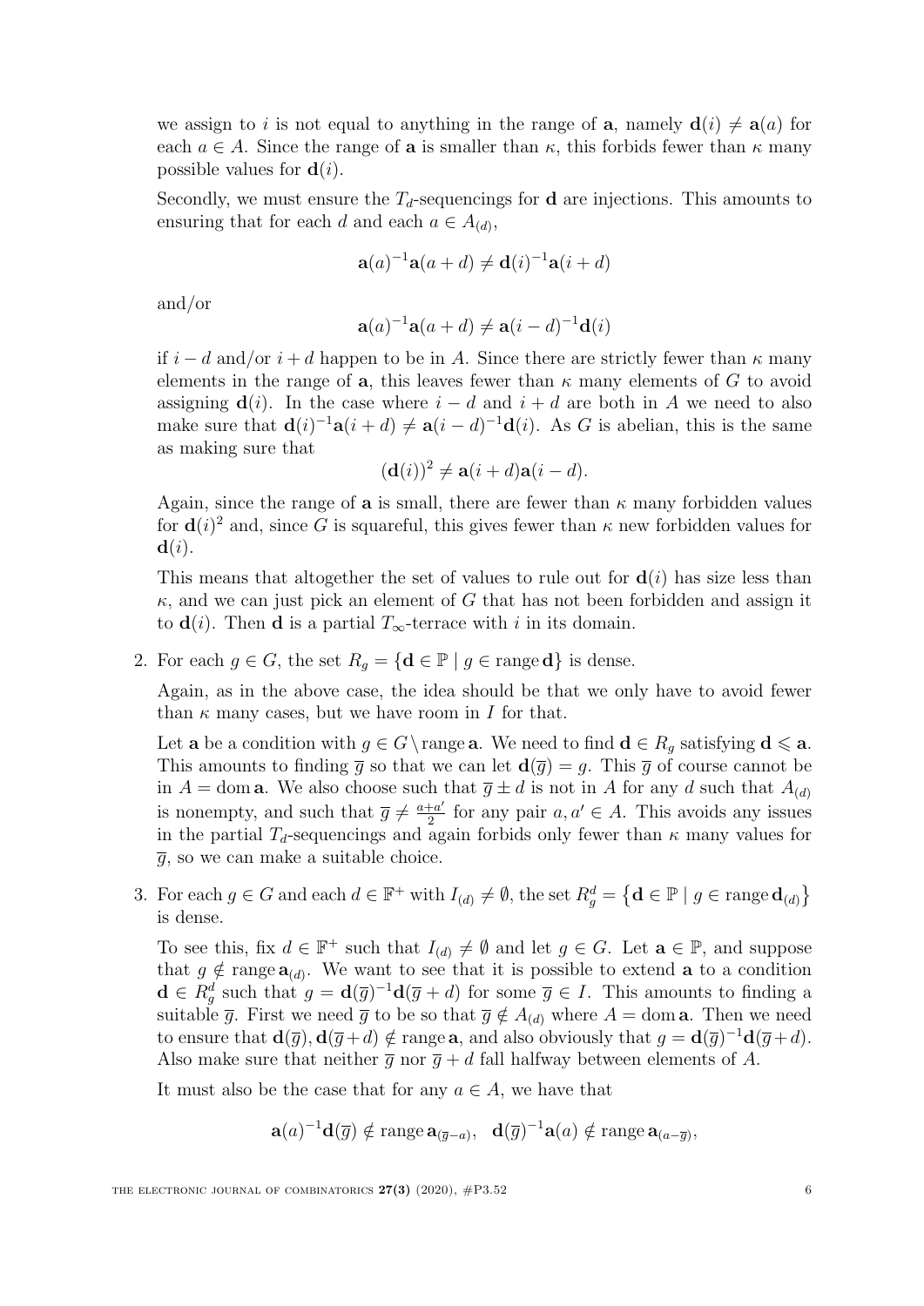we assign to $i$ is not equal to anything in the range of $\mathbf{a}$, namely $\mathbf{d}(i) \neq \mathbf{a}(a)$ for each $a \in A$. Since the range of $\mathbf{a}$ is smaller than $\kappa$, this forbids fewer than $\kappa$ many possible values for $\mathbf{d}(i)$.

Secondly, we must ensure the $T_d$-sequencings for $\mathbf{d}$ are injections. This amounts to ensuring that for each $d$ and each $a \in A_{(d)}$,

$$\mathbf{a}(a)^{-1}\mathbf{a}(a+d) \neq \mathbf{d}(i)^{-1}\mathbf{a}(i+d)$$

and/or

$$\mathbf{a}(a)^{-1}\mathbf{a}(a+d) \neq \mathbf{a}(i-d)^{-1}\mathbf{d}(i)$$

if $i-d$ and/or $i+d$ happen to be in $A$. Since there are strictly fewer than $\kappa$ many elements in the range of $\mathbf{a}$, this leaves fewer than $\kappa$ many elements of $G$ to avoid assigning $\mathbf{d}(i)$. In the case where $i-d$ and $i+d$ are both in $A$ we need to also make sure that $\mathbf{d}(i)^{-1}\mathbf{a}(i+d) \neq \mathbf{a}(i-d)^{-1}\mathbf{d}(i)$. As $G$ is abelian, this is the same as making sure that

$$(\mathbf{d}(i))^2 \neq \mathbf{a}(i+d)\mathbf{a}(i-d).$$

Again, since the range of $\mathbf{a}$ is small, there are fewer than $\kappa$ many forbidden values for $\mathbf{d}(i)^2$ and, since $G$ is squareful, this gives fewer than $\kappa$ new forbidden values for $\mathbf{d}(i)$.

This means that altogether the set of values to rule out for $\mathbf{d}(i)$ has size less than $\kappa$, and we can just pick an element of $G$ that has not been forbidden and assign it to $\mathbf{d}(i)$. Then $\mathbf{d}$ is a partial $T_\infty$-terrace with $i$ in its domain.

2. For each $g \in G$, the set $R_g = \{\mathbf{d} \in \mathbb{P} \mid g \in \operatorname{range} \mathbf{d}\}$ is dense.

   Again, as in the above case, the idea should be that we only have to avoid fewer than $\kappa$ many cases, but we have room in $I$ for that.

   Let $\mathbf{a}$ be a condition with $g \in G \setminus \operatorname{range} \mathbf{a}$. We need to find $\mathbf{d} \in R_g$ satisfying $\mathbf{d} \leqslant \mathbf{a}$. This amounts to finding $\overline{g}$ so that we can let $\mathbf{d}(\overline{g}) = g$. This $\overline{g}$ of course cannot be in $A = \operatorname{dom} \mathbf{a}$. We also choose such that $\overline{g} \pm d$ is not in $A$ for any $d$ such that $A_{(d)}$ is nonempty, and such that $\overline{g} \neq \frac{a+a'}{2}$ for any pair $a, a' \in A$. This avoids any issues in the partial $T_d$-sequencings and again forbids only fewer than $\kappa$ many values for $\overline{g}$, so we can make a suitable choice.

3. For each $g \in G$ and each $d \in \mathbb{F}^+$ with $I_{(d)} \neq \emptyset$, the set $R_g^d = \{\mathbf{d} \in \mathbb{P} \mid g \in \operatorname{range} \mathbf{d}_{(d)}\}$ is dense.

   To see this, fix $d \in \mathbb{F}^+$ such that $I_{(d)} \neq \emptyset$ and let $g \in G$. Let $\mathbf{a} \in \mathbb{P}$, and suppose that $g \notin \operatorname{range} \mathbf{a}_{(d)}$. We want to see that it is possible to extend $\mathbf{a}$ to a condition $\mathbf{d} \in R_g^d$ such that $g = \mathbf{d}(\overline{g})^{-1}\mathbf{d}(\overline{g}+d)$ for some $\overline{g} \in I$. This amounts to finding a suitable $\overline{g}$. First we need $\overline{g}$ to be so that $\overline{g} \notin A_{(d)}$ where $A = \operatorname{dom} \mathbf{a}$. Then we need to ensure that $\mathbf{d}(\overline{g}), \mathbf{d}(\overline{g}+d) \notin \operatorname{range} \mathbf{a}$, and also obviously that $g = \mathbf{d}(\overline{g})^{-1}\mathbf{d}(\overline{g}+d)$. Also make sure that neither $\overline{g}$ nor $\overline{g}+d$ fall halfway between elements of $A$.

   It must also be the case that for any $a \in A$, we have that

$$\mathbf{a}(a)^{-1}\mathbf{d}(\overline{g}) \notin \operatorname{range} \mathbf{a}_{(\overline{g}-a)}, \quad \mathbf{d}(\overline{g})^{-1}\mathbf{a}(a) \notin \operatorname{range} \mathbf{a}_{(a-\overline{g})},$$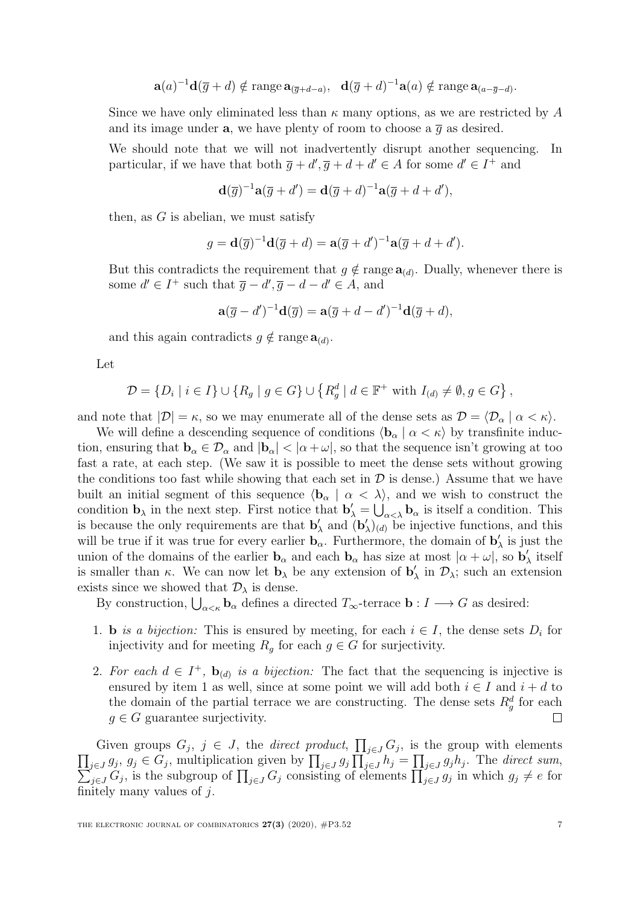$$\mathbf{a}(a)^{-1}\mathbf{d}(\overline{g}+d) \notin \operatorname{range} \mathbf{a}_{(\overline{g}+d-a)}, \quad \mathbf{d}(\overline{g}+d)^{-1}\mathbf{a}(a) \notin \operatorname{range} \mathbf{a}_{(a-\overline{g}-d)}.$$

Since we have only eliminated less than $\kappa$ many options, as we are restricted by $A$ and its image under $\mathbf{a}$, we have plenty of room to choose a $\overline{g}$ as desired.

We should note that we will not inadvertently disrupt another sequencing. In particular, if we have that both $\overline{g}+d', \overline{g}+d+d' \in A$ for some $d' \in I^+$ and

$$\mathbf{d}(\overline{g})^{-1}\mathbf{a}(\overline{g}+d') = \mathbf{d}(\overline{g}+d)^{-1}\mathbf{a}(\overline{g}+d+d'),$$

then, as $G$ is abelian, we must satisfy

$$g = \mathbf{d}(\overline{g})^{-1}\mathbf{d}(\overline{g}+d) = \mathbf{a}(\overline{g}+d')^{-1}\mathbf{a}(\overline{g}+d+d').$$

But this contradicts the requirement that $g \notin \operatorname{range} \mathbf{a}_{(d)}$. Dually, whenever there is some $d' \in I^+$ such that $\overline{g}-d', \overline{g}-d-d' \in A$, and

$$\mathbf{a}(\overline{g}-d')^{-1}\mathbf{d}(\overline{g}) = \mathbf{a}(\overline{g}+d-d')^{-1}\mathbf{d}(\overline{g}+d),$$

and this again contradicts $g \notin \operatorname{range} \mathbf{a}_{(d)}$.

Let

$$\mathcal{D} = \{D_i \mid i \in I\} \cup \{R_g \mid g \in G\} \cup \left\{R_g^d \mid d \in \mathbb{F}^+ \text{ with } I_{(d)} \neq \emptyset, g \in G\right\},$$

and note that $|\mathcal{D}| = \kappa$, so we may enumerate all of the dense sets as $\mathcal{D} = \langle \mathcal{D}_\alpha \mid \alpha < \kappa \rangle$.

We will define a descending sequence of conditions $\langle \mathbf{b}_\alpha \mid \alpha < \kappa \rangle$ by transfinite induction, ensuring that $\mathbf{b}_\alpha \in \mathcal{D}_\alpha$ and $|\mathbf{b}_\alpha| < |\alpha + \omega|$, so that the sequence isn't growing at too fast a rate, at each step. (We saw it is possible to meet the dense sets without growing the conditions too fast while showing that each set in $\mathcal{D}$ is dense.) Assume that we have built an initial segment of this sequence $\langle \mathbf{b}_\alpha \mid \alpha < \lambda \rangle$, and we wish to construct the condition $\mathbf{b}_\lambda$ in the next step. First notice that $\mathbf{b}'_\lambda = \bigcup_{\alpha<\lambda} \mathbf{b}_\alpha$ is itself a condition. This is because the only requirements are that $\mathbf{b}'_\lambda$ and $(\mathbf{b}'_\lambda)_{(d)}$ be injective functions, and this will be true if it was true for every earlier $\mathbf{b}_\alpha$. Furthermore, the domain of $\mathbf{b}'_\lambda$ is just the union of the domains of the earlier $\mathbf{b}_\alpha$ and each $\mathbf{b}_\alpha$ has size at most $|\alpha + \omega|$, so $\mathbf{b}'_\lambda$ itself is smaller than $\kappa$. We can now let $\mathbf{b}_\lambda$ be any extension of $\mathbf{b}'_\lambda$ in $\mathcal{D}_\lambda$; such an extension exists since we showed that $\mathcal{D}_\lambda$ is dense.

By construction, $\bigcup_{\alpha<\kappa} \mathbf{b}_\alpha$ defines a directed $T_\infty$-terrace $\mathbf{b} : I \longrightarrow G$ as desired:

1. $\mathbf{b}$ *is a bijection:* This is ensured by meeting, for each $i \in I$, the dense sets $D_i$ for injectivity and for meeting $R_g$ for each $g \in G$ for surjectivity.
2. *For each* $d \in I^+$, $\mathbf{b}_{(d)}$ *is a bijection:* The fact that the sequencing is injective is ensured by item 1 as well, since at some point we will add both $i \in I$ and $i + d$ to the domain of the partial terrace we are constructing. The dense sets $R_g^d$ for each $g \in G$ guarantee surjectivity. □

Given groups $G_j$, $j \in J$, the *direct product*, $\prod_{j \in J} G_j$, is the group with elements $\prod_{j \in J} g_j$, $g_j \in G_j$, multiplication given by $\prod_{j \in J} g_j \prod_{j \in J} h_j = \prod_{j \in J} g_j h_j$. The *direct sum*, $\sum_{j \in J} G_j$, is the subgroup of $\prod_{j \in J} G_j$ consisting of elements $\prod_{j \in J} g_j$ in which $g_j \neq e$ for finitely many values of $j$.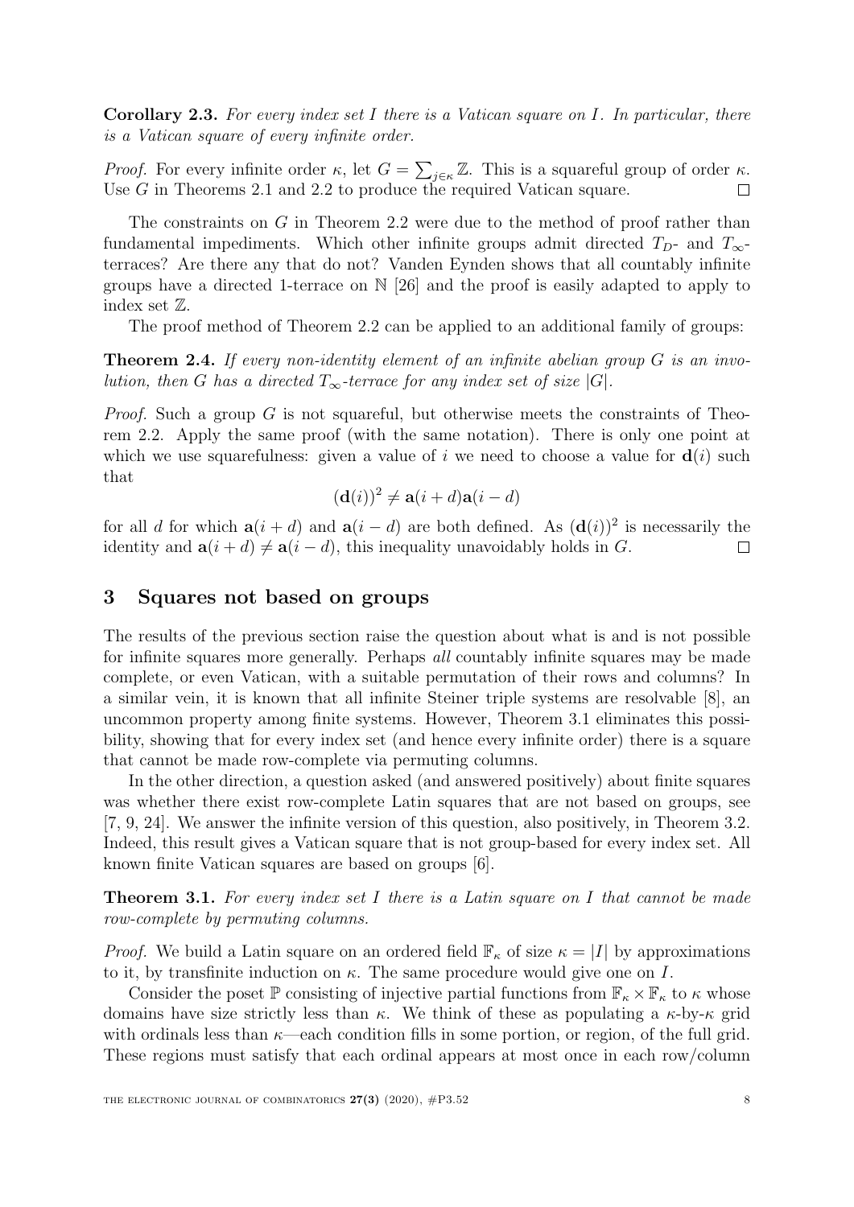**Corollary 2.3.** *For every index set $I$ there is a Vatican square on $I$. In particular, there is a Vatican square of every infinite order.*

*Proof.* For every infinite order $\kappa$, let $G = \sum_{j\in\kappa} \mathbb{Z}$. This is a squareful group of order $\kappa$. Use $G$ in Theorems 2.1 and 2.2 to produce the required Vatican square. □

The constraints on $G$ in Theorem 2.2 were due to the method of proof rather than fundamental impediments. Which other infinite groups admit directed $T_D$- and $T_\infty$-terraces? Are there any that do not? Vanden Eynden shows that all countably infinite groups have a directed 1-terrace on $\mathbb{N}$ [26] and the proof is easily adapted to apply to index set $\mathbb{Z}$.

The proof method of Theorem 2.2 can be applied to an additional family of groups:

**Theorem 2.4.** *If every non-identity element of an infinite abelian group $G$ is an involution, then $G$ has a directed $T_\infty$-terrace for any index set of size $|G|$.*

*Proof.* Such a group $G$ is not squareful, but otherwise meets the constraints of Theorem 2.2. Apply the same proof (with the same notation). There is only one point at which we use squarefulness: given a value of $i$ we need to choose a value for $\mathbf{d}(i)$ such that

$$(\mathbf{d}(i))^2 \neq \mathbf{a}(i+d)\mathbf{a}(i-d)$$

for all $d$ for which $\mathbf{a}(i+d)$ and $\mathbf{a}(i-d)$ are both defined. As $(\mathbf{d}(i))^2$ is necessarily the identity and $\mathbf{a}(i+d) \neq \mathbf{a}(i-d)$, this inequality unavoidably holds in $G$. □

## 3 Squares not based on groups

The results of the previous section raise the question about what is and is not possible for infinite squares more generally. Perhaps *all* countably infinite squares may be made complete, or even Vatican, with a suitable permutation of their rows and columns? In a similar vein, it is known that all infinite Steiner triple systems are resolvable [8], an uncommon property among finite systems. However, Theorem 3.1 eliminates this possibility, showing that for every index set (and hence every infinite order) there is a square that cannot be made row-complete via permuting columns.

In the other direction, a question asked (and answered positively) about finite squares was whether there exist row-complete Latin squares that are not based on groups, see [7, 9, 24]. We answer the infinite version of this question, also positively, in Theorem 3.2. Indeed, this result gives a Vatican square that is not group-based for every index set. All known finite Vatican squares are based on groups [6].

**Theorem 3.1.** *For every index set $I$ there is a Latin square on $I$ that cannot be made row-complete by permuting columns.*

*Proof.* We build a Latin square on an ordered field $\mathbb{F}_\kappa$ of size $\kappa = |I|$ by approximations to it, by transfinite induction on $\kappa$. The same procedure would give one on $I$.

Consider the poset $\mathbb{P}$ consisting of injective partial functions from $\mathbb{F}_\kappa \times \mathbb{F}_\kappa$ to $\kappa$ whose domains have size strictly less than $\kappa$. We think of these as populating a $\kappa$-by-$\kappa$ grid with ordinals less than $\kappa$—each condition fills in some portion, or region, of the full grid. These regions must satisfy that each ordinal appears at most once in each row/column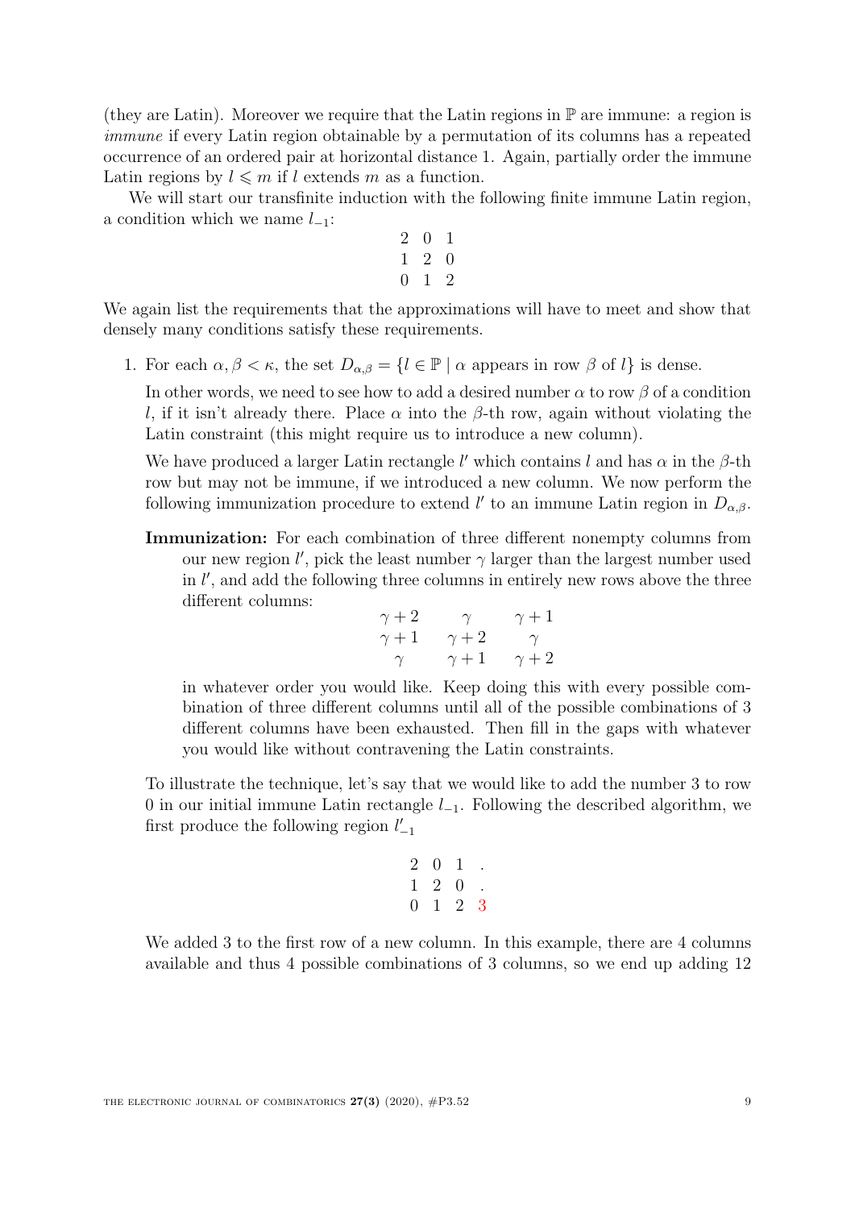(they are Latin). Moreover we require that the Latin regions in $\mathbb{P}$ are immune: a region is *immune* if every Latin region obtainable by a permutation of its columns has a repeated occurrence of an ordered pair at horizontal distance 1. Again, partially order the immune Latin regions by $l \leqslant m$ if $l$ extends $m$ as a function.

We will start our transfinite induction with the following finite immune Latin region, a condition which we name $l_{-1}$:

$$\begin{matrix} 2 & 0 & 1 \\ 1 & 2 & 0 \\ 0 & 1 & 2 \end{matrix}$$

We again list the requirements that the approximations will have to meet and show that densely many conditions satisfy these requirements.

1. For each $\alpha, \beta < \kappa$, the set $D_{\alpha,\beta} = \{l \in \mathbb{P} \mid \alpha \text{ appears in row } \beta \text{ of } l\}$ is dense.

   In other words, we need to see how to add a desired number $\alpha$ to row $\beta$ of a condition $l$, if it isn't already there. Place $\alpha$ into the $\beta$-th row, again without violating the Latin constraint (this might require us to introduce a new column).

   We have produced a larger Latin rectangle $l'$ which contains $l$ and has $\alpha$ in the $\beta$-th row but may not be immune, if we introduced a new column. We now perform the following immunization procedure to extend $l'$ to an immune Latin region in $D_{\alpha,\beta}$.

   **Immunization:** For each combination of three different nonempty columns from our new region $l'$, pick the least number $\gamma$ larger than the largest number used in $l'$, and add the following three columns in entirely new rows above the three different columns:

   $$\begin{matrix} \gamma+2 & \gamma & \gamma+1 \\ \gamma+1 & \gamma+2 & \gamma \\ \gamma & \gamma+1 & \gamma+2 \end{matrix}$$

   in whatever order you would like. Keep doing this with every possible combination of three different columns until all of the possible combinations of 3 different columns have been exhausted. Then fill in the gaps with whatever you would like without contravening the Latin constraints.

   To illustrate the technique, let's say that we would like to add the number 3 to row 0 in our initial immune Latin rectangle $l_{-1}$. Following the described algorithm, we first produce the following region $l'_{-1}$

   $$\begin{matrix} 2 & 0 & 1 & . \\ 1 & 2 & 0 & . \\ 0 & 1 & 2 & 3 \end{matrix}$$

   We added 3 to the first row of a new column. In this example, there are 4 columns available and thus 4 possible combinations of 3 columns, so we end up adding 12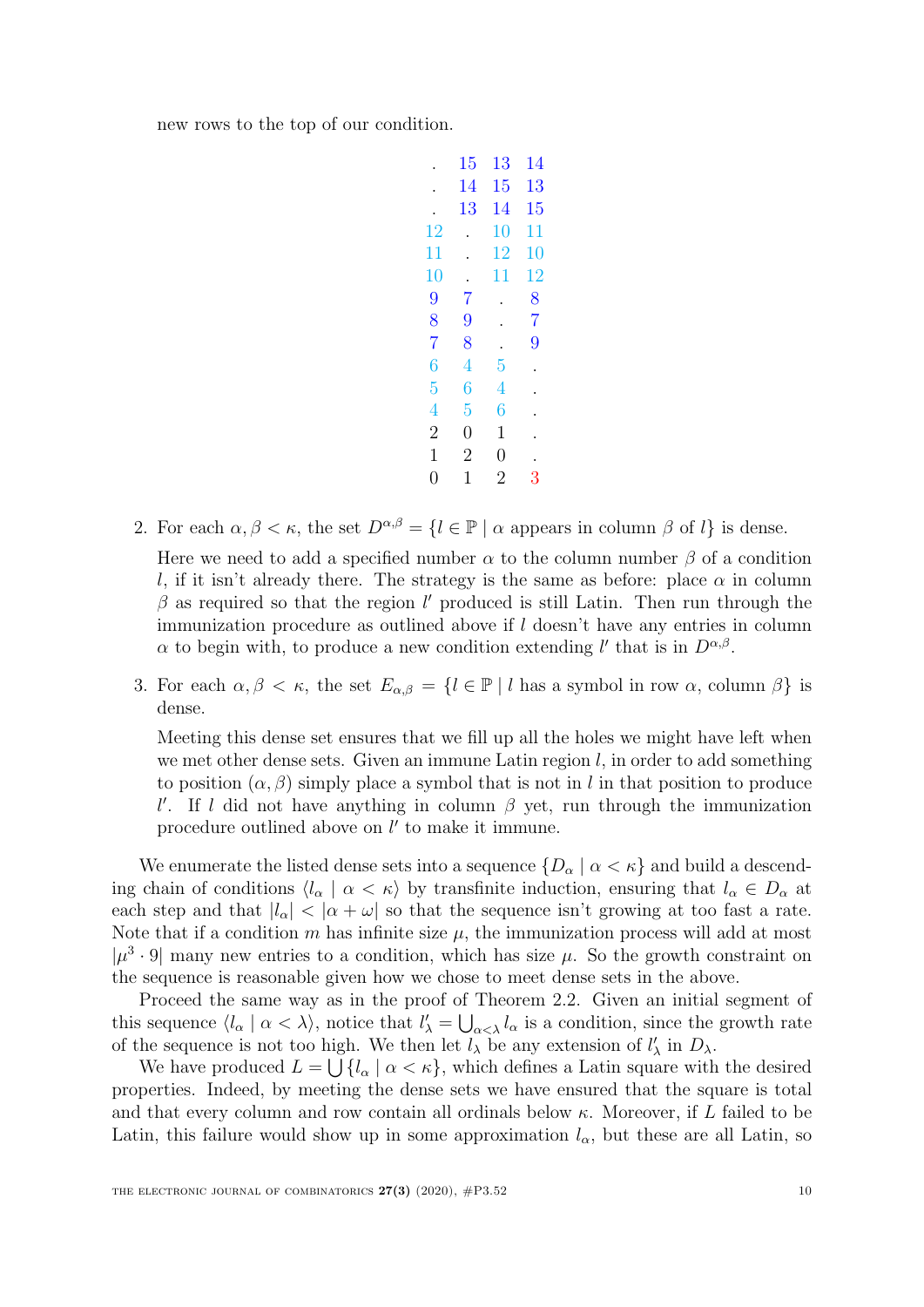new rows to the top of our condition.

$$
\begin{array}{cccc}
. & 15 & 13 & 14 \\
. & 14 & 15 & 13 \\
. & 13 & 14 & 15 \\
12 & . & 10 & 11 \\
11 & . & 12 & 10 \\
10 & . & 11 & 12 \\
9 & 7 & . & 8 \\
8 & 9 & . & 7 \\
7 & 8 & . & 9 \\
6 & 4 & 5 & . \\
5 & 6 & 4 & . \\
4 & 5 & 6 & . \\
2 & 0 & 1 & . \\
1 & 2 & 0 & . \\
0 & 1 & 2 & 3
\end{array}
$$

2. For each $\alpha, \beta < \kappa$, the set $D^{\alpha,\beta} = \{l \in \mathbb{P} \mid \alpha \text{ appears in column } \beta \text{ of } l\}$ is dense.

   Here we need to add a specified number $\alpha$ to the column number $\beta$ of a condition $l$, if it isn't already there. The strategy is the same as before: place $\alpha$ in column $\beta$ as required so that the region $l'$ produced is still Latin. Then run through the immunization procedure as outlined above if $l$ doesn't have any entries in column $\alpha$ to begin with, to produce a new condition extending $l'$ that is in $D^{\alpha,\beta}$.

3. For each $\alpha, \beta < \kappa$, the set $E_{\alpha,\beta} = \{l \in \mathbb{P} \mid l \text{ has a symbol in row } \alpha, \text{ column } \beta\}$ is dense.

   Meeting this dense set ensures that we fill up all the holes we might have left when we met other dense sets. Given an immune Latin region $l$, in order to add something to position $(\alpha, \beta)$ simply place a symbol that is not in $l$ in that position to produce $l'$. If $l$ did not have anything in column $\beta$ yet, run through the immunization procedure outlined above on $l'$ to make it immune.

We enumerate the listed dense sets into a sequence $\{D_\alpha \mid \alpha < \kappa\}$ and build a descending chain of conditions $\langle l_\alpha \mid \alpha < \kappa\rangle$ by transfinite induction, ensuring that $l_\alpha \in D_\alpha$ at each step and that $|l_\alpha| < |\alpha + \omega|$ so that the sequence isn't growing at too fast a rate. Note that if a condition $m$ has infinite size $\mu$, the immunization process will add at most $|\mu^3 \cdot 9|$ many new entries to a condition, which has size $\mu$. So the growth constraint on the sequence is reasonable given how we chose to meet dense sets in the above.

Proceed the same way as in the proof of Theorem 2.2. Given an initial segment of this sequence $\langle l_\alpha \mid \alpha < \lambda\rangle$, notice that $l'_\lambda = \bigcup_{\alpha<\lambda} l_\alpha$ is a condition, since the growth rate of the sequence is not too high. We then let $l_\lambda$ be any extension of $l'_\lambda$ in $D_\lambda$.

We have produced $L = \bigcup\{l_\alpha \mid \alpha < \kappa\}$, which defines a Latin square with the desired properties. Indeed, by meeting the dense sets we have ensured that the square is total and that every column and row contain all ordinals below $\kappa$. Moreover, if $L$ failed to be Latin, this failure would show up in some approximation $l_\alpha$, but these are all Latin, so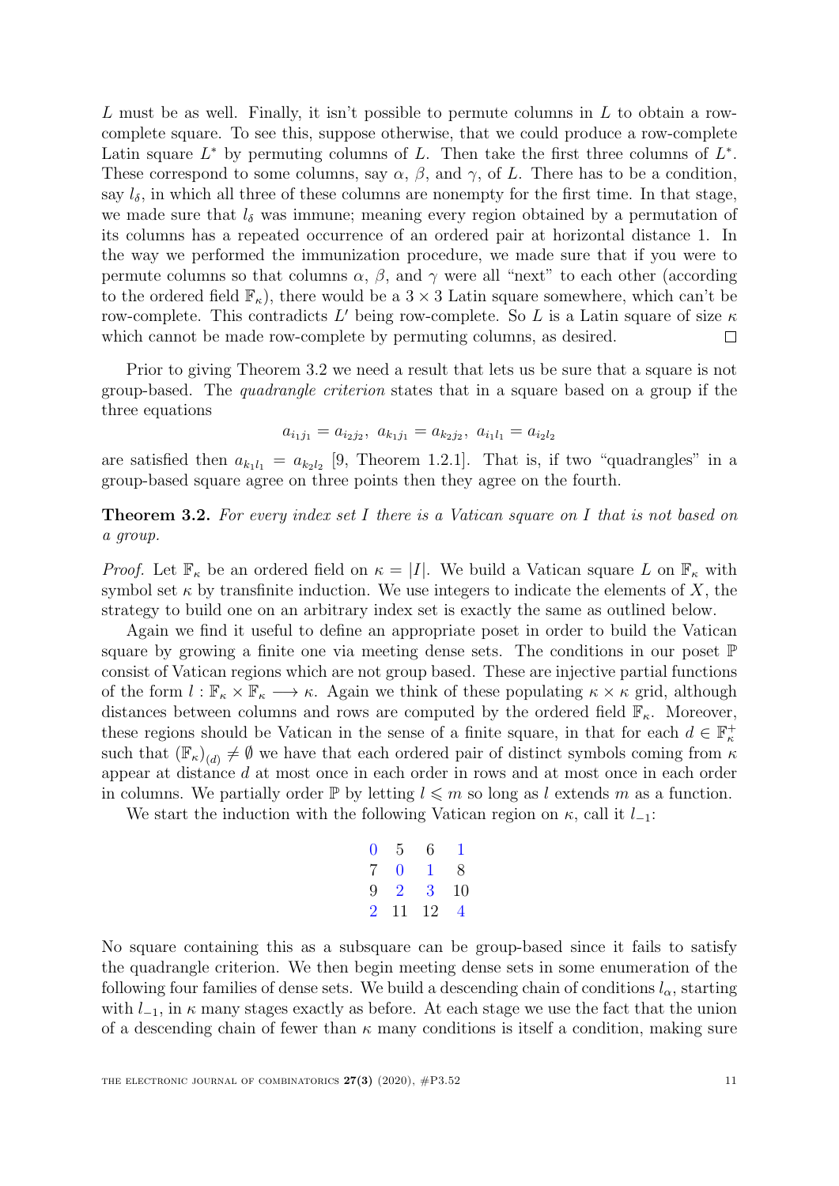$L$ must be as well. Finally, it isn't possible to permute columns in $L$ to obtain a row-complete square. To see this, suppose otherwise, that we could produce a row-complete Latin square $L^*$ by permuting columns of $L$. Then take the first three columns of $L^*$. These correspond to some columns, say $\alpha$, $\beta$, and $\gamma$, of $L$. There has to be a condition, say $l_\delta$, in which all three of these columns are nonempty for the first time. In that stage, we made sure that $l_\delta$ was immune; meaning every region obtained by a permutation of its columns has a repeated occurrence of an ordered pair at horizontal distance 1. In the way we performed the immunization procedure, we made sure that if you were to permute columns so that columns $\alpha$, $\beta$, and $\gamma$ were all "next" to each other (according to the ordered field $\mathbb{F}_\kappa$), there would be a $3 \times 3$ Latin square somewhere, which can't be row-complete. This contradicts $L'$ being row-complete. So $L$ is a Latin square of size $\kappa$ which cannot be made row-complete by permuting columns, as desired. $\square$

Prior to giving Theorem 3.2 we need a result that lets us be sure that a square is not group-based. The *quadrangle criterion* states that in a square based on a group if the three equations

$$a_{i_1 j_1} = a_{i_2 j_2},\ a_{k_1 j_1} = a_{k_2 j_2},\ a_{i_1 l_1} = a_{i_2 l_2}$$

are satisfied then $a_{k_1 l_1} = a_{k_2 l_2}$ [9, Theorem 1.2.1]. That is, if two "quadrangles" in a group-based square agree on three points then they agree on the fourth.

**Theorem 3.2.** *For every index set $I$ there is a Vatican square on $I$ that is not based on a group.*

*Proof.* Let $\mathbb{F}_\kappa$ be an ordered field on $\kappa = |I|$. We build a Vatican square $L$ on $\mathbb{F}_\kappa$ with symbol set $\kappa$ by transfinite induction. We use integers to indicate the elements of $X$, the strategy to build one on an arbitrary index set is exactly the same as outlined below.

Again we find it useful to define an appropriate poset in order to build the Vatican square by growing a finite one via meeting dense sets. The conditions in our poset $\mathbb{P}$ consist of Vatican regions which are not group based. These are injective partial functions of the form $l : \mathbb{F}_\kappa \times \mathbb{F}_\kappa \longrightarrow \kappa$. Again we think of these populating $\kappa \times \kappa$ grid, although distances between columns and rows are computed by the ordered field $\mathbb{F}_\kappa$. Moreover, these regions should be Vatican in the sense of a finite square, in that for each $d \in \mathbb{F}^+_\kappa$ such that $(\mathbb{F}_\kappa)_{(d)} \neq \emptyset$ we have that each ordered pair of distinct symbols coming from $\kappa$ appear at distance $d$ at most once in each order in rows and at most once in each order in columns. We partially order $\mathbb{P}$ by letting $l \leqslant m$ so long as $l$ extends $m$ as a function.

We start the induction with the following Vatican region on $\kappa$, call it $l_{-1}$:

$$\begin{array}{cccc} 0 & 5 & 6 & 1 \\ 7 & 0 & 1 & 8 \\ 9 & 2 & 3 & 10 \\ 2 & 11 & 12 & 4 \end{array}$$

No square containing this as a subsquare can be group-based since it fails to satisfy the quadrangle criterion. We then begin meeting dense sets in some enumeration of the following four families of dense sets. We build a descending chain of conditions $l_\alpha$, starting with $l_{-1}$, in $\kappa$ many stages exactly as before. At each stage we use the fact that the union of a descending chain of fewer than $\kappa$ many conditions is itself a condition, making sure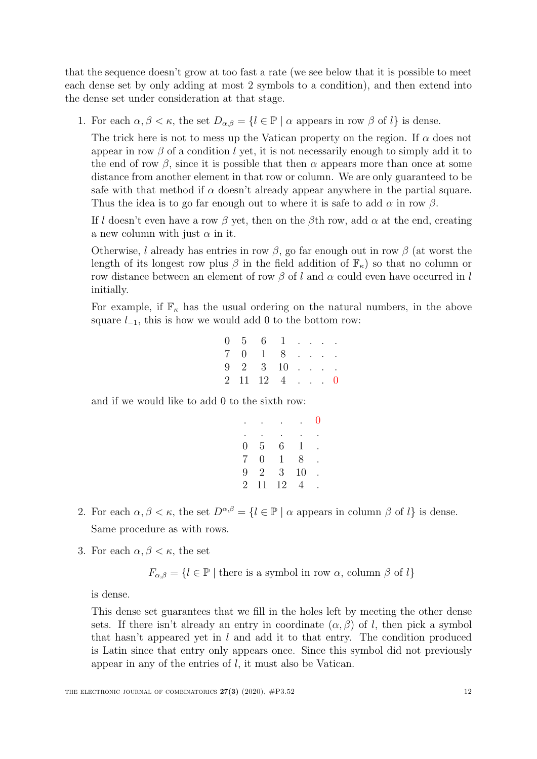that the sequence doesn't grow at too fast a rate (we see below that it is possible to meet each dense set by only adding at most 2 symbols to a condition), and then extend into the dense set under consideration at that stage.

1. For each $\alpha, \beta < \kappa$, the set $D_{\alpha,\beta} = \{l \in \mathbb{P} \mid \alpha \text{ appears in row } \beta \text{ of } l\}$ is dense.

   The trick here is not to mess up the Vatican property on the region. If $\alpha$ does not appear in row $\beta$ of a condition $l$ yet, it is not necessarily enough to simply add it to the end of row $\beta$, since it is possible that then $\alpha$ appears more than once at some distance from another element in that row or column. We are only guaranteed to be safe with that method if $\alpha$ doesn't already appear anywhere in the partial square. Thus the idea is to go far enough out to where it is safe to add $\alpha$ in row $\beta$.

   If $l$ doesn't even have a row $\beta$ yet, then on the $\beta$th row, add $\alpha$ at the end, creating a new column with just $\alpha$ in it.

   Otherwise, $l$ already has entries in row $\beta$, go far enough out in row $\beta$ (at worst the length of its longest row plus $\beta$ in the field addition of $\mathbb{F}_\kappa$) so that no column or row distance between an element of row $\beta$ of $l$ and $\alpha$ could even have occurred in $l$ initially.

   For example, if $\mathbb{F}_\kappa$ has the usual ordering on the natural numbers, in the above square $l_{-1}$, this is how we would add 0 to the bottom row:

$$\begin{array}{cccccccc} 0 & 5 & 6 & 1 & . & . & . & . \\ 7 & 0 & 1 & 8 & . & . & . & . \\ 9 & 2 & 3 & 10 & . & . & . & . \\ 2 & 11 & 12 & 4 & . & . & . & \color{red}{0} \end{array}$$

   and if we would like to add 0 to the sixth row:

$$\begin{array}{ccccc} . & . & . & . & \color{red}{0} \\ . & . & . & . & . \\ 0 & 5 & 6 & 1 & . \\ 7 & 0 & 1 & 8 & . \\ 9 & 2 & 3 & 10 & . \\ 2 & 11 & 12 & 4 & . \end{array}$$

2. For each $\alpha, \beta < \kappa$, the set $D^{\alpha,\beta} = \{l \in \mathbb{P} \mid \alpha \text{ appears in column } \beta \text{ of } l\}$ is dense.

   Same procedure as with rows.

3. For each $\alpha, \beta < \kappa$, the set

$$F_{\alpha,\beta} = \{l \in \mathbb{P} \mid \text{there is a symbol in row } \alpha, \text{ column } \beta \text{ of } l\}$$

   is dense.

   This dense set guarantees that we fill in the holes left by meeting the other dense sets. If there isn't already an entry in coordinate $(\alpha, \beta)$ of $l$, then pick a symbol that hasn't appeared yet in $l$ and add it to that entry. The condition produced is Latin since that entry only appears once. Since this symbol did not previously appear in any of the entries of $l$, it must also be Vatican.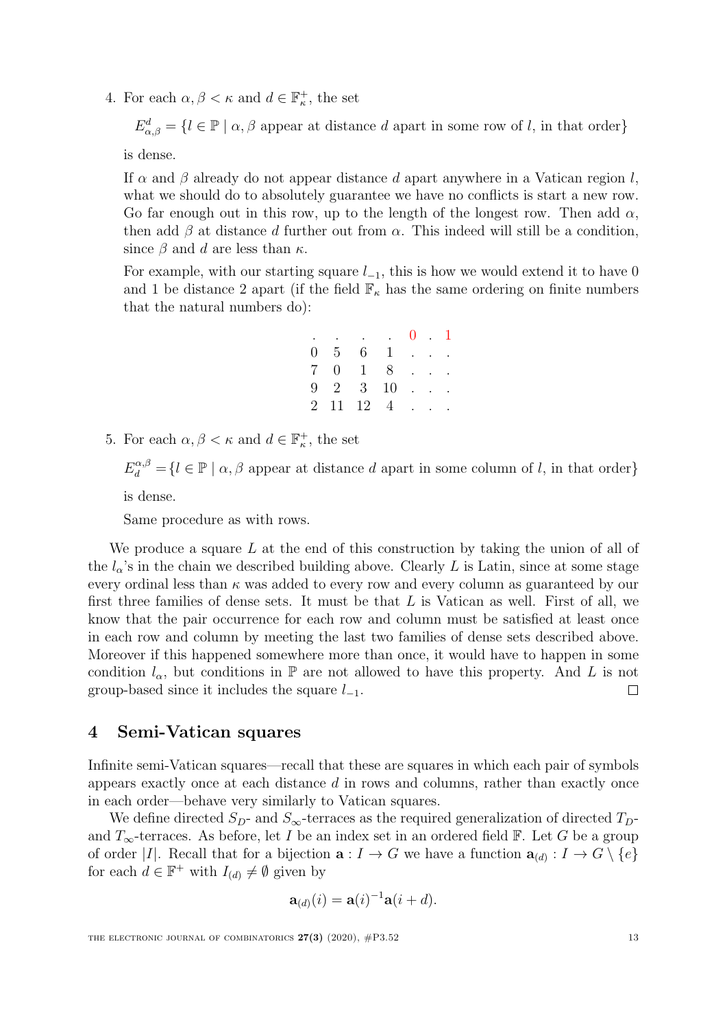4. For each $\alpha, \beta < \kappa$ and $d \in \mathbb{F}_\kappa^+$, the set

   $E_{\alpha,\beta}^d = \{l \in \mathbb{P} \mid \alpha, \beta$ appear at distance $d$ apart in some row of $l$, in that order$\}$

   is dense.

   If $\alpha$ and $\beta$ already do not appear distance $d$ apart anywhere in a Vatican region $l$, what we should do to absolutely guarantee we have no conflicts is start a new row. Go far enough out in this row, up to the length of the longest row. Then add $\alpha$, then add $\beta$ at distance $d$ further out from $\alpha$. This indeed will still be a condition, since $\beta$ and $d$ are less than $\kappa$.

   For example, with our starting square $l_{-1}$, this is how we would extend it to have 0 and 1 be distance 2 apart (if the field $\mathbb{F}_\kappa$ has the same ordering on finite numbers that the natural numbers do):

$$
\begin{array}{ccccccc}
. & . & . & . & \color{red}{0} & . & \color{red}{1} \\
0 & 5 & 6 & 1 & . & . & . \\
7 & 0 & 1 & 8 & . & . & . \\
9 & 2 & 3 & 10 & . & . & . \\
2 & 11 & 12 & 4 & . & . & .
\end{array}
$$

5. For each $\alpha, \beta < \kappa$ and $d \in \mathbb{F}_\kappa^+$, the set

   $E_d^{\alpha,\beta} = \{l \in \mathbb{P} \mid \alpha, \beta$ appear at distance $d$ apart in some column of $l$, in that order$\}$

   is dense.

   Same procedure as with rows.

We produce a square $L$ at the end of this construction by taking the union of all of the $l_\alpha$'s in the chain we described building above. Clearly $L$ is Latin, since at some stage every ordinal less than $\kappa$ was added to every row and every column as guaranteed by our first three families of dense sets. It must be that $L$ is Vatican as well. First of all, we know that the pair occurrence for each row and column must be satisfied at least once in each row and column by meeting the last two families of dense sets described above. Moreover if this happened somewhere more than once, it would have to happen in some condition $l_\alpha$, but conditions in $\mathbb{P}$ are not allowed to have this property. And $L$ is not group-based since it includes the square $l_{-1}$. $\square$

## 4 Semi-Vatican squares

Infinite semi-Vatican squares—recall that these are squares in which each pair of symbols appears exactly once at each distance $d$ in rows and columns, rather than exactly once in each order—behave very similarly to Vatican squares.

We define directed $S_D$- and $S_\infty$-terraces as the required generalization of directed $T_D$- and $T_\infty$-terraces. As before, let $I$ be an index set in an ordered field $\mathbb{F}$. Let $G$ be a group of order $|I|$. Recall that for a bijection $\mathbf{a} : I \to G$ we have a function $\mathbf{a}_{(d)} : I \to G \setminus \{e\}$ for each $d \in \mathbb{F}^+$ with $I_{(d)} \neq \emptyset$ given by

$$\mathbf{a}_{(d)}(i) = \mathbf{a}(i)^{-1}\mathbf{a}(i + d).$$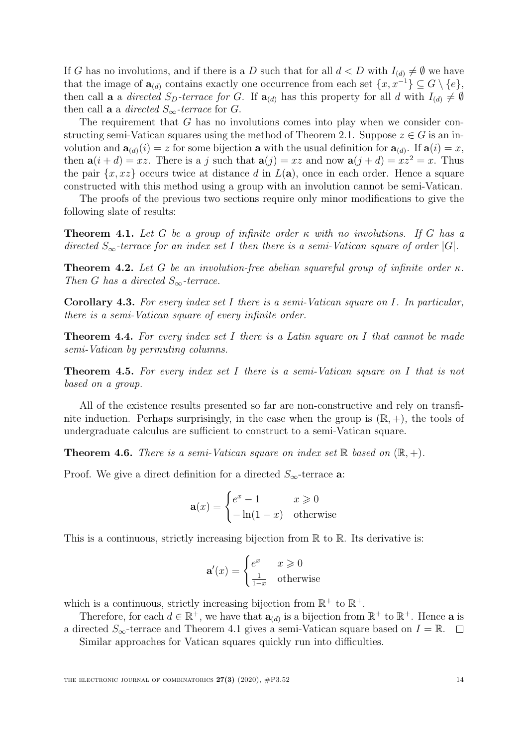If $G$ has no involutions, and if there is a $D$ such that for all $d < D$ with $I_{(d)} \neq \emptyset$ we have that the image of $\mathbf{a}_{(d)}$ contains exactly one occurrence from each set $\{x, x^{-1}\} \subseteq G \setminus \{e\}$, then call $\mathbf{a}$ a *directed $S_D$-terrace for $G$*. If $\mathbf{a}_{(d)}$ has this property for all $d$ with $I_{(d)} \neq \emptyset$ then call $\mathbf{a}$ a *directed $S_\infty$-terrace* for $G$.

The requirement that $G$ has no involutions comes into play when we consider constructing semi-Vatican squares using the method of Theorem 2.1. Suppose $z \in G$ is an involution and $\mathbf{a}_{(d)}(i) = z$ for some bijection $\mathbf{a}$ with the usual definition for $\mathbf{a}_{(d)}$. If $\mathbf{a}(i) = x$, then $\mathbf{a}(i + d) = xz$. There is a $j$ such that $\mathbf{a}(j) = xz$ and now $\mathbf{a}(j + d) = xz^2 = x$. Thus the pair $\{x, xz\}$ occurs twice at distance $d$ in $L(\mathbf{a})$, once in each order. Hence a square constructed with this method using a group with an involution cannot be semi-Vatican.

The proofs of the previous two sections require only minor modifications to give the following slate of results:

**Theorem 4.1.** *Let $G$ be a group of infinite order $\kappa$ with no involutions. If $G$ has a directed $S_\infty$-terrace for an index set $I$ then there is a semi-Vatican square of order $|G|$.*

**Theorem 4.2.** *Let $G$ be an involution-free abelian squareful group of infinite order $\kappa$. Then $G$ has a directed $S_\infty$-terrace.*

**Corollary 4.3.** *For every index set $I$ there is a semi-Vatican square on $I$. In particular, there is a semi-Vatican square of every infinite order.*

**Theorem 4.4.** *For every index set $I$ there is a Latin square on $I$ that cannot be made semi-Vatican by permuting columns.*

**Theorem 4.5.** *For every index set $I$ there is a semi-Vatican square on $I$ that is not based on a group.*

All of the existence results presented so far are non-constructive and rely on transfinite induction. Perhaps surprisingly, in the case when the group is $(\mathbb{R}, +)$, the tools of undergraduate calculus are sufficient to construct to a semi-Vatican square.

**Theorem 4.6.** *There is a semi-Vatican square on index set $\mathbb{R}$ based on $(\mathbb{R}, +)$.*

Proof. We give a direct definition for a directed $S_\infty$-terrace $\mathbf{a}$:

$$\mathbf{a}(x) = \begin{cases} e^x - 1 & x \geqslant 0 \\ -\ln(1 - x) & \text{otherwise} \end{cases}$$

This is a continuous, strictly increasing bijection from $\mathbb{R}$ to $\mathbb{R}$. Its derivative is:

$$\mathbf{a}'(x) = \begin{cases} e^x & x \geqslant 0 \\ \frac{1}{1-x} & \text{otherwise} \end{cases}$$

which is a continuous, strictly increasing bijection from $\mathbb{R}^+$ to $\mathbb{R}^+$.

Therefore, for each $d \in \mathbb{R}^+$, we have that $\mathbf{a}_{(d)}$ is a bijection from $\mathbb{R}^+$ to $\mathbb{R}^+$. Hence $\mathbf{a}$ is a directed $S_\infty$-terrace and Theorem 4.1 gives a semi-Vatican square based on $I = \mathbb{R}$. $\square$

Similar approaches for Vatican squares quickly run into difficulties.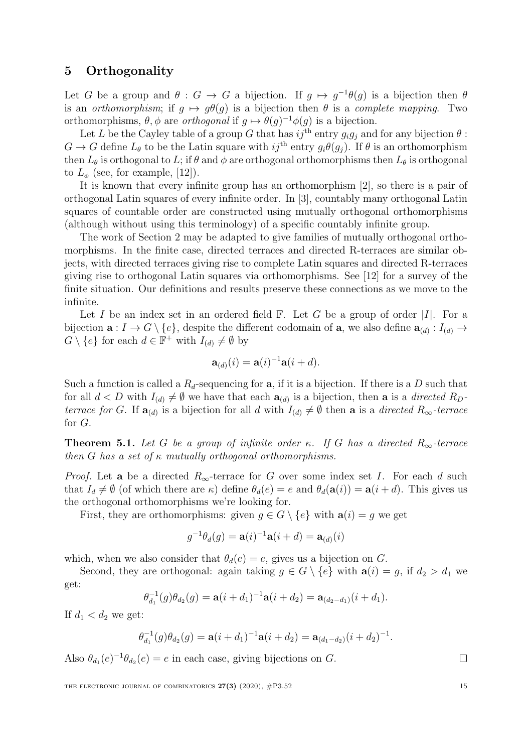## 5 Orthogonality

Let $G$ be a group and $\theta : G \to G$ a bijection. If $g \mapsto g^{-1}\theta(g)$ is a bijection then $\theta$ is an *orthomorphism*; if $g \mapsto g\theta(g)$ is a bijection then $\theta$ is a *complete mapping*. Two orthomorphisms, $\theta, \phi$ are *orthogonal* if $g \mapsto \theta(g)^{-1}\phi(g)$ is a bijection.

Let $L$ be the Cayley table of a group $G$ that has $ij^{\text{th}}$ entry $g_i g_j$ and for any bijection $\theta : G \to G$ define $L_\theta$ to be the Latin square with $ij^{\text{th}}$ entry $g_i\theta(g_j)$. If $\theta$ is an orthomorphism then $L_\theta$ is orthogonal to $L$; if $\theta$ and $\phi$ are orthogonal orthomorphisms then $L_\theta$ is orthogonal to $L_\phi$ (see, for example, [12]).

It is known that every infinite group has an orthomorphism [2], so there is a pair of orthogonal Latin squares of every infinite order. In [3], countably many orthogonal Latin squares of countable order are constructed using mutually orthogonal orthomorphisms (although without using this terminology) of a specific countably infinite group.

The work of Section 2 may be adapted to give families of mutually orthogonal orthomorphisms. In the finite case, directed terraces and directed R-terraces are similar objects, with directed terraces giving rise to complete Latin squares and directed R-terraces giving rise to orthogonal Latin squares via orthomorphisms. See [12] for a survey of the finite situation. Our definitions and results preserve these connections as we move to the infinite.

Let $I$ be an index set in an ordered field $\mathbb{F}$. Let $G$ be a group of order $|I|$. For a bijection $\mathbf{a} : I \to G \setminus \{e\}$, despite the different codomain of $\mathbf{a}$, we also define $\mathbf{a}_{(d)} : I_{(d)} \to G \setminus \{e\}$ for each $d \in \mathbb{F}^+$ with $I_{(d)} \neq \emptyset$ by

$$\mathbf{a}_{(d)}(i) = \mathbf{a}(i)^{-1}\mathbf{a}(i + d).$$

Such a function is called a $R_d$-sequencing for $\mathbf{a}$, if it is a bijection. If there is a $D$ such that for all $d < D$ with $I_{(d)} \neq \emptyset$ we have that each $\mathbf{a}_{(d)}$ is a bijection, then $\mathbf{a}$ is a *directed $R_D$-terrace for $G$*. If $\mathbf{a}_{(d)}$ is a bijection for all $d$ with $I_{(d)} \neq \emptyset$ then $\mathbf{a}$ is a *directed $R_\infty$-terrace* for $G$.

**Theorem 5.1.** *Let $G$ be a group of infinite order $\kappa$. If $G$ has a directed $R_\infty$-terrace then $G$ has a set of $\kappa$ mutually orthogonal orthomorphisms.*

*Proof.* Let $\mathbf{a}$ be a directed $R_\infty$-terrace for $G$ over some index set $I$. For each $d$ such that $I_d \neq \emptyset$ (of which there are $\kappa$) define $\theta_d(e) = e$ and $\theta_d(\mathbf{a}(i)) = \mathbf{a}(i + d)$. This gives us the orthogonal orthomorphisms we're looking for.

First, they are orthomorphisms: given $g \in G \setminus \{e\}$ with $\mathbf{a}(i) = g$ we get

$$g^{-1}\theta_d(g) = \mathbf{a}(i)^{-1}\mathbf{a}(i + d) = \mathbf{a}_{(d)}(i)$$

which, when we also consider that $\theta_d(e) = e$, gives us a bijection on $G$.

Second, they are orthogonal: again taking $g \in G \setminus \{e\}$ with $\mathbf{a}(i) = g$, if $d_2 > d_1$ we get:

$$\theta_{d_1}^{-1}(g)\theta_{d_2}(g) = \mathbf{a}(i + d_1)^{-1}\mathbf{a}(i + d_2) = \mathbf{a}_{(d_2 - d_1)}(i + d_1).$$

If $d_1 < d_2$ we get:

$$\theta_{d_1}^{-1}(g)\theta_{d_2}(g) = \mathbf{a}(i + d_1)^{-1}\mathbf{a}(i + d_2) = \mathbf{a}_{(d_1 - d_2)}(i + d_2)^{-1}.$$

Also $\theta_{d_1}(e)^{-1}\theta_{d_2}(e) = e$ in each case, giving bijections on $G$. $\square$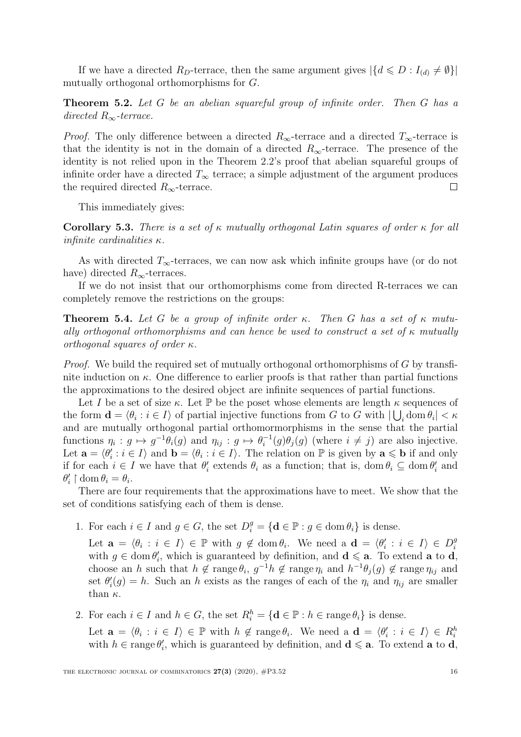If we have a directed $R_D$-terrace, then the same argument gives $|\{d \leqslant D : I_{(d)} \neq \emptyset\}|$ mutually orthogonal orthomorphisms for $G$.

**Theorem 5.2.** *Let $G$ be an abelian squareful group of infinite order. Then $G$ has a directed $R_\infty$-terrace.*

*Proof.* The only difference between a directed $R_\infty$-terrace and a directed $T_\infty$-terrace is that the identity is not in the domain of a directed $R_\infty$-terrace. The presence of the identity is not relied upon in the Theorem 2.2's proof that abelian squareful groups of infinite order have a directed $T_\infty$ terrace; a simple adjustment of the argument produces the required directed $R_\infty$-terrace. □

This immediately gives:

**Corollary 5.3.** *There is a set of $\kappa$ mutually orthogonal Latin squares of order $\kappa$ for all infinite cardinalities $\kappa$.*

As with directed $T_\infty$-terraces, we can now ask which infinite groups have (or do not have) directed $R_\infty$-terraces.

If we do not insist that our orthomorphisms come from directed R-terraces we can completely remove the restrictions on the groups:

**Theorem 5.4.** *Let $G$ be a group of infinite order $\kappa$. Then $G$ has a set of $\kappa$ mutually orthogonal orthomorphisms and can hence be used to construct a set of $\kappa$ mutually orthogonal squares of order $\kappa$.*

*Proof.* We build the required set of mutually orthogonal orthomorphisms of $G$ by transfinite induction on $\kappa$. One difference to earlier proofs is that rather than partial functions the approximations to the desired object are infinite sequences of partial functions.

Let $I$ be a set of size $\kappa$. Let $\mathbb{P}$ be the poset whose elements are length $\kappa$ sequences of the form $\mathbf{d} = \langle \theta_i : i \in I \rangle$ of partial injective functions from $G$ to $G$ with $|\bigcup_i \operatorname{dom} \theta_i| < \kappa$ and are mutually orthogonal partial orthomormorphisms in the sense that the partial functions $\eta_i : g \mapsto g^{-1}\theta_i(g)$ and $\eta_{ij} : g \mapsto \theta_i^{-1}(g)\theta_j(g)$ (where $i \neq j$) are also injective. Let $\mathbf{a} = \langle \theta'_i : i \in I \rangle$ and $\mathbf{b} = \langle \theta_i : i \in I \rangle$. The relation on $\mathbb{P}$ is given by $\mathbf{a} \leqslant \mathbf{b}$ if and only if for each $i \in I$ we have that $\theta'_i$ extends $\theta_i$ as a function; that is, $\operatorname{dom} \theta_i \subseteq \operatorname{dom} \theta'_i$ and $\theta'_i \restriction \operatorname{dom} \theta_i = \theta_i$.

There are four requirements that the approximations have to meet. We show that the set of conditions satisfying each of them is dense.

1. For each $i \in I$ and $g \in G$, the set $D_i^g = \{\mathbf{d} \in \mathbb{P} : g \in \operatorname{dom} \theta_i\}$ is dense.

   Let $\mathbf{a} = \langle \theta_i : i \in I \rangle \in \mathbb{P}$ with $g \notin \operatorname{dom} \theta_i$. We need a $\mathbf{d} = \langle \theta'_i : i \in I \rangle \in D_i^g$ with $g \in \operatorname{dom} \theta'_i$, which is guaranteed by definition, and $\mathbf{d} \leqslant \mathbf{a}$. To extend $\mathbf{a}$ to $\mathbf{d}$, choose an $h$ such that $h \notin \operatorname{range} \theta_i$, $g^{-1}h \notin \operatorname{range} \eta_i$ and $h^{-1}\theta_j(g) \notin \operatorname{range} \eta_{ij}$ and set $\theta'_i(g) = h$. Such an $h$ exists as the ranges of each of the $\eta_i$ and $\eta_{ij}$ are smaller than $\kappa$.

2. For each $i \in I$ and $h \in G$, the set $R_i^h = \{\mathbf{d} \in \mathbb{P} : h \in \operatorname{range} \theta_i\}$ is dense.

   Let $\mathbf{a} = \langle \theta_i : i \in I \rangle \in \mathbb{P}$ with $h \notin \operatorname{range} \theta_i$. We need a $\mathbf{d} = \langle \theta'_i : i \in I \rangle \in R_i^h$ with $h \in \operatorname{range} \theta'_i$, which is guaranteed by definition, and $\mathbf{d} \leqslant \mathbf{a}$. To extend $\mathbf{a}$ to $\mathbf{d}$,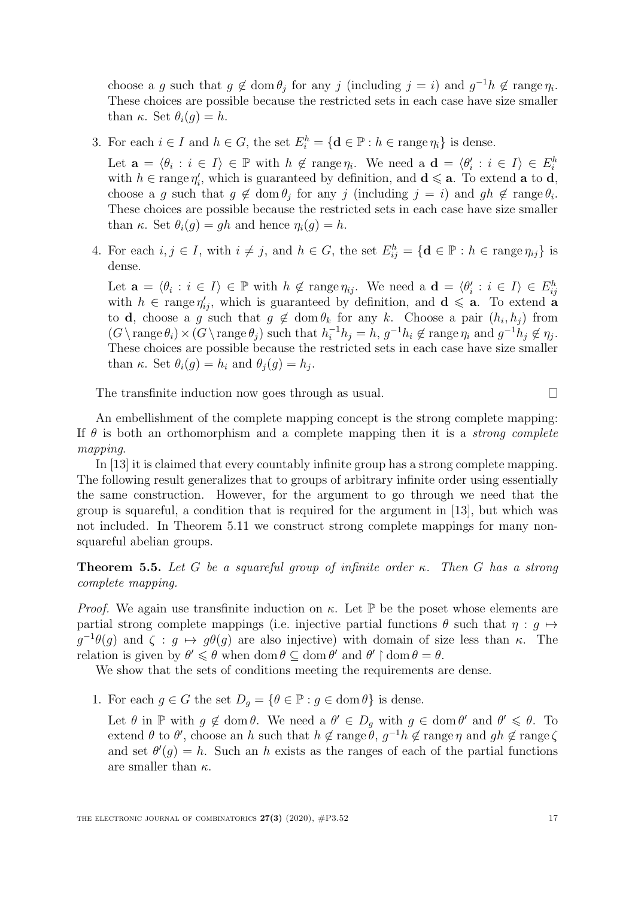choose a $g$ such that $g \notin \operatorname{dom}\theta_j$ for any $j$ (including $j = i$) and $g^{-1}h \notin \operatorname{range}\eta_i$. These choices are possible because the restricted sets in each case have size smaller than $\kappa$. Set $\theta_i(g) = h$.

3. For each $i \in I$ and $h \in G$, the set $E_i^h = \{\mathbf{d} \in \mathbb{P} : h \in \operatorname{range}\eta_i\}$ is dense.

   Let $\mathbf{a} = \langle \theta_i : i \in I\rangle \in \mathbb{P}$ with $h \notin \operatorname{range}\eta_i$. We need a $\mathbf{d} = \langle \theta_i' : i \in I\rangle \in E_i^h$ with $h \in \operatorname{range}\eta_i'$, which is guaranteed by definition, and $\mathbf{d} \leqslant \mathbf{a}$. To extend $\mathbf{a}$ to $\mathbf{d}$, choose a $g$ such that $g \notin \operatorname{dom}\theta_j$ for any $j$ (including $j = i$) and $gh \notin \operatorname{range}\theta_i$. These choices are possible because the restricted sets in each case have size smaller than $\kappa$. Set $\theta_i(g) = gh$ and hence $\eta_i(g) = h$.

4. For each $i, j \in I$, with $i \neq j$, and $h \in G$, the set $E_{ij}^h = \{\mathbf{d} \in \mathbb{P} : h \in \operatorname{range}\eta_{ij}\}$ is dense.

   Let $\mathbf{a} = \langle \theta_i : i \in I\rangle \in \mathbb{P}$ with $h \notin \operatorname{range}\eta_{ij}$. We need a $\mathbf{d} = \langle \theta_i' : i \in I\rangle \in E_{ij}^h$ with $h \in \operatorname{range}\eta_{ij}'$, which is guaranteed by definition, and $\mathbf{d} \leqslant \mathbf{a}$. To extend $\mathbf{a}$ to $\mathbf{d}$, choose a $g$ such that $g \notin \operatorname{dom}\theta_k$ for any $k$. Choose a pair $(h_i, h_j)$ from $(G \setminus \operatorname{range}\theta_i) \times (G \setminus \operatorname{range}\theta_j)$ such that $h_i^{-1}h_j = h$, $g^{-1}h_i \notin \operatorname{range}\eta_i$ and $g^{-1}h_j \notin \eta_j$. These choices are possible because the restricted sets in each case have size smaller than $\kappa$. Set $\theta_i(g) = h_i$ and $\theta_j(g) = h_j$.

The transfinite induction now goes through as usual. $\square$

An embellishment of the complete mapping concept is the strong complete mapping: If $\theta$ is both an orthomorphism and a complete mapping then it is a *strong complete mapping*.

In [13] it is claimed that every countably infinite group has a strong complete mapping. The following result generalizes that to groups of arbitrary infinite order using essentially the same construction. However, for the argument to go through we need that the group is squareful, a condition that is required for the argument in [13], but which was not included. In Theorem 5.11 we construct strong complete mappings for many non-squareful abelian groups.

**Theorem 5.5.** *Let $G$ be a squareful group of infinite order $\kappa$. Then $G$ has a strong complete mapping.*

*Proof.* We again use transfinite induction on $\kappa$. Let $\mathbb{P}$ be the poset whose elements are partial strong complete mappings (i.e. injective partial functions $\theta$ such that $\eta : g \mapsto g^{-1}\theta(g)$ and $\zeta : g \mapsto g\theta(g)$ are also injective) with domain of size less than $\kappa$. The relation is given by $\theta' \leqslant \theta$ when $\operatorname{dom}\theta \subseteq \operatorname{dom}\theta'$ and $\theta' \restriction \operatorname{dom}\theta = \theta$.

We show that the sets of conditions meeting the requirements are dense.

1. For each $g \in G$ the set $D_g = \{\theta \in \mathbb{P} : g \in \operatorname{dom}\theta\}$ is dense.

   Let $\theta$ in $\mathbb{P}$ with $g \notin \operatorname{dom}\theta$. We need a $\theta' \in D_g$ with $g \in \operatorname{dom}\theta'$ and $\theta' \leqslant \theta$. To extend $\theta$ to $\theta'$, choose an $h$ such that $h \notin \operatorname{range}\theta$, $g^{-1}h \notin \operatorname{range}\eta$ and $gh \notin \operatorname{range}\zeta$ and set $\theta'(g) = h$. Such an $h$ exists as the ranges of each of the partial functions are smaller than $\kappa$.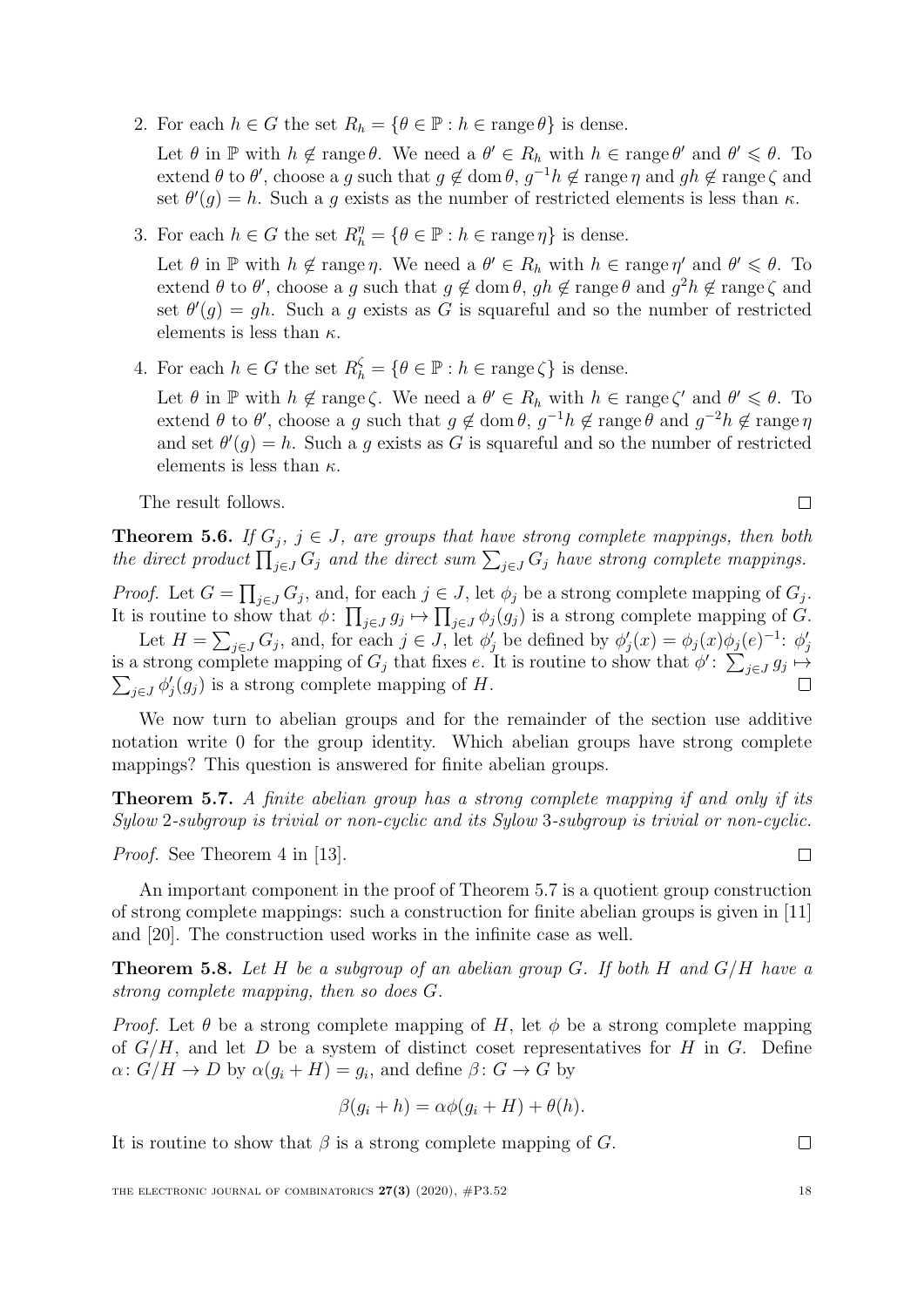2. For each $h \in G$ the set $R_h = \{\theta \in \mathbb{P} : h \in \operatorname{range}\theta\}$ is dense.

   Let $\theta$ in $\mathbb{P}$ with $h \notin \operatorname{range}\theta$. We need a $\theta' \in R_h$ with $h \in \operatorname{range}\theta'$ and $\theta' \leqslant \theta$. To extend $\theta$ to $\theta'$, choose a $g$ such that $g \notin \operatorname{dom}\theta$, $g^{-1}h \notin \operatorname{range}\eta$ and $gh \notin \operatorname{range}\zeta$ and set $\theta'(g) = h$. Such a $g$ exists as the number of restricted elements is less than $\kappa$.

3. For each $h \in G$ the set $R_h^\eta = \{\theta \in \mathbb{P} : h \in \operatorname{range}\eta\}$ is dense.

   Let $\theta$ in $\mathbb{P}$ with $h \notin \operatorname{range}\eta$. We need a $\theta' \in R_h$ with $h \in \operatorname{range}\eta'$ and $\theta' \leqslant \theta$. To extend $\theta$ to $\theta'$, choose a $g$ such that $g \notin \operatorname{dom}\theta$, $gh \notin \operatorname{range}\theta$ and $g^2h \notin \operatorname{range}\zeta$ and set $\theta'(g) = gh$. Such a $g$ exists as $G$ is squareful and so the number of restricted elements is less than $\kappa$.

4. For each $h \in G$ the set $R_h^\zeta = \{\theta \in \mathbb{P} : h \in \operatorname{range}\zeta\}$ is dense.

   Let $\theta$ in $\mathbb{P}$ with $h \notin \operatorname{range}\zeta$. We need a $\theta' \in R_h$ with $h \in \operatorname{range}\zeta'$ and $\theta' \leqslant \theta$. To extend $\theta$ to $\theta'$, choose a $g$ such that $g \notin \operatorname{dom}\theta$, $g^{-1}h \notin \operatorname{range}\theta$ and $g^{-2}h \notin \operatorname{range}\eta$ and set $\theta'(g) = h$. Such a $g$ exists as $G$ is squareful and so the number of restricted elements is less than $\kappa$.

The result follows. $\square$

**Theorem 5.6.** *If $G_j$, $j \in J$, are groups that have strong complete mappings, then both the direct product $\prod_{j\in J} G_j$ and the direct sum $\sum_{j\in J} G_j$ have strong complete mappings.*

*Proof.* Let $G = \prod_{j\in J} G_j$, and, for each $j \in J$, let $\phi_j$ be a strong complete mapping of $G_j$. It is routine to show that $\phi\colon \prod_{j\in J} g_j \mapsto \prod_{j\in J} \phi_j(g_j)$ is a strong complete mapping of $G$.

Let $H = \sum_{j\in J} G_j$, and, for each $j \in J$, let $\phi_j'$ be defined by $\phi_j'(x) = \phi_j(x)\phi_j(e)^{-1}$: $\phi_j'$ is a strong complete mapping of $G_j$ that fixes $e$. It is routine to show that $\phi'\colon \sum_{j\in J} g_j \mapsto \sum_{j\in J} \phi_j'(g_j)$ is a strong complete mapping of $H$. $\square$

We now turn to abelian groups and for the remainder of the section use additive notation write 0 for the group identity. Which abelian groups have strong complete mappings? This question is answered for finite abelian groups.

**Theorem 5.7.** *A finite abelian group has a strong complete mapping if and only if its Sylow 2-subgroup is trivial or non-cyclic and its Sylow 3-subgroup is trivial or non-cyclic.*

*Proof.* See Theorem 4 in [13]. $\square$

An important component in the proof of Theorem 5.7 is a quotient group construction of strong complete mappings: such a construction for finite abelian groups is given in [11] and [20]. The construction used works in the infinite case as well.

**Theorem 5.8.** *Let $H$ be a subgroup of an abelian group $G$. If both $H$ and $G/H$ have a strong complete mapping, then so does $G$.*

*Proof.* Let $\theta$ be a strong complete mapping of $H$, let $\phi$ be a strong complete mapping of $G/H$, and let $D$ be a system of distinct coset representatives for $H$ in $G$. Define $\alpha\colon G/H \to D$ by $\alpha(g_i + H) = g_i$, and define $\beta\colon G \to G$ by

$$\beta(g_i + h) = \alpha\phi(g_i + H) + \theta(h).$$

It is routine to show that $\beta$ is a strong complete mapping of $G$. $\square$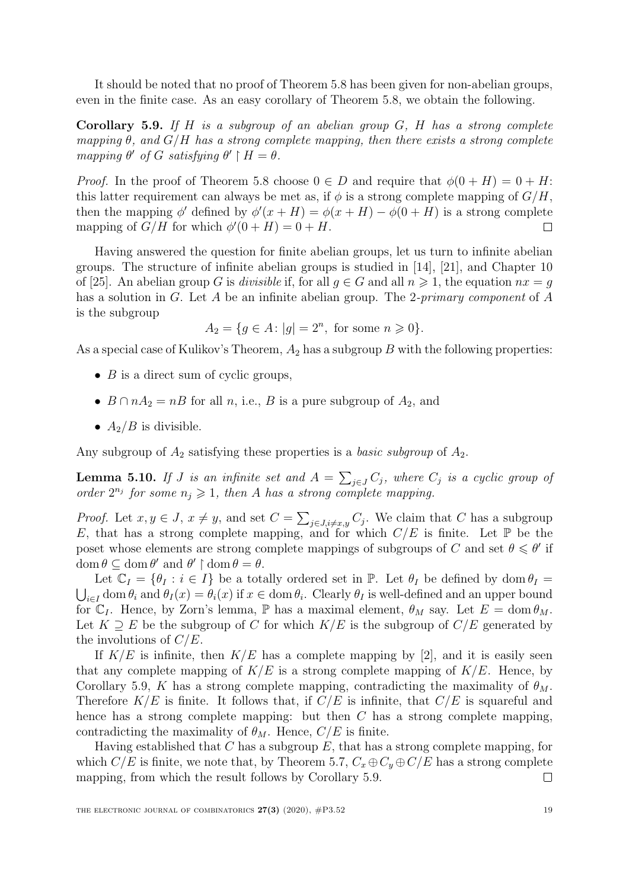It should be noted that no proof of Theorem 5.8 has been given for non-abelian groups, even in the finite case. As an easy corollary of Theorem 5.8, we obtain the following.

**Corollary 5.9.** *If $H$ is a subgroup of an abelian group $G$, $H$ has a strong complete mapping $\theta$, and $G/H$ has a strong complete mapping, then there exists a strong complete mapping $\theta'$ of $G$ satisfying $\theta' \restriction H = \theta$.*

*Proof.* In the proof of Theorem 5.8 choose $0 \in D$ and require that $\phi(0+H) = 0+H$: this latter requirement can always be met as, if $\phi$ is a strong complete mapping of $G/H$, then the mapping $\phi'$ defined by $\phi'(x+H) = \phi(x+H) - \phi(0+H)$ is a strong complete mapping of $G/H$ for which $\phi'(0+H) = 0+H$. □

Having answered the question for finite abelian groups, let us turn to infinite abelian groups. The structure of infinite abelian groups is studied in [14], [21], and Chapter 10 of [25]. An abelian group $G$ is *divisible* if, for all $g \in G$ and all $n \geqslant 1$, the equation $nx = g$ has a solution in $G$. Let $A$ be an infinite abelian group. The 2*-primary component* of $A$ is the subgroup

$$A_2 = \{g \in A\colon |g| = 2^n, \text{ for some } n \geqslant 0\}.$$

As a special case of Kulikov's Theorem, $A_2$ has a subgroup $B$ with the following properties:

- $B$ is a direct sum of cyclic groups,
- $B \cap nA_2 = nB$ for all $n$, i.e., $B$ is a pure subgroup of $A_2$, and
- $A_2/B$ is divisible.

Any subgroup of $A_2$ satisfying these properties is a *basic subgroup* of $A_2$.

**Lemma 5.10.** *If $J$ is an infinite set and $A = \sum_{j\in J} C_j$, where $C_j$ is a cyclic group of order $2^{n_j}$ for some $n_j \geqslant 1$, then $A$ has a strong complete mapping.*

*Proof.* Let $x, y \in J$, $x \neq y$, and set $C = \sum_{j \in J, i \neq x,y} C_j$. We claim that $C$ has a subgroup $E$, that has a strong complete mapping, and for which $C/E$ is finite. Let $\mathbb{P}$ be the poset whose elements are strong complete mappings of subgroups of $C$ and set $\theta \leqslant \theta'$ if $\operatorname{dom}\theta \subseteq \operatorname{dom}\theta'$ and $\theta' \restriction \operatorname{dom}\theta = \theta$.

Let $\mathbb{C}_I = \{\theta_I : i \in I\}$ be a totally ordered set in $\mathbb{P}$. Let $\theta_I$ be defined by $\operatorname{dom}\theta_I = \bigcup_{i\in I}\operatorname{dom}\theta_i$ and $\theta_I(x) = \theta_i(x)$ if $x \in \operatorname{dom}\theta_i$. Clearly $\theta_I$ is well-defined and an upper bound for $\mathbb{C}_I$. Hence, by Zorn's lemma, $\mathbb{P}$ has a maximal element, $\theta_M$ say. Let $E = \operatorname{dom}\theta_M$. Let $K \supseteq E$ be the subgroup of $C$ for which $K/E$ is the subgroup of $C/E$ generated by the involutions of $C/E$.

If $K/E$ is infinite, then $K/E$ has a complete mapping by [2], and it is easily seen that any complete mapping of $K/E$ is a strong complete mapping of $K/E$. Hence, by Corollary 5.9, $K$ has a strong complete mapping, contradicting the maximality of $\theta_M$. Therefore $K/E$ is finite. It follows that, if $C/E$ is infinite, that $C/E$ is squareful and hence has a strong complete mapping: but then $C$ has a strong complete mapping, contradicting the maximality of $\theta_M$. Hence, $C/E$ is finite.

Having established that $C$ has a subgroup $E$, that has a strong complete mapping, for which $C/E$ is finite, we note that, by Theorem 5.7, $C_x \oplus C_y \oplus C/E$ has a strong complete mapping, from which the result follows by Corollary 5.9. □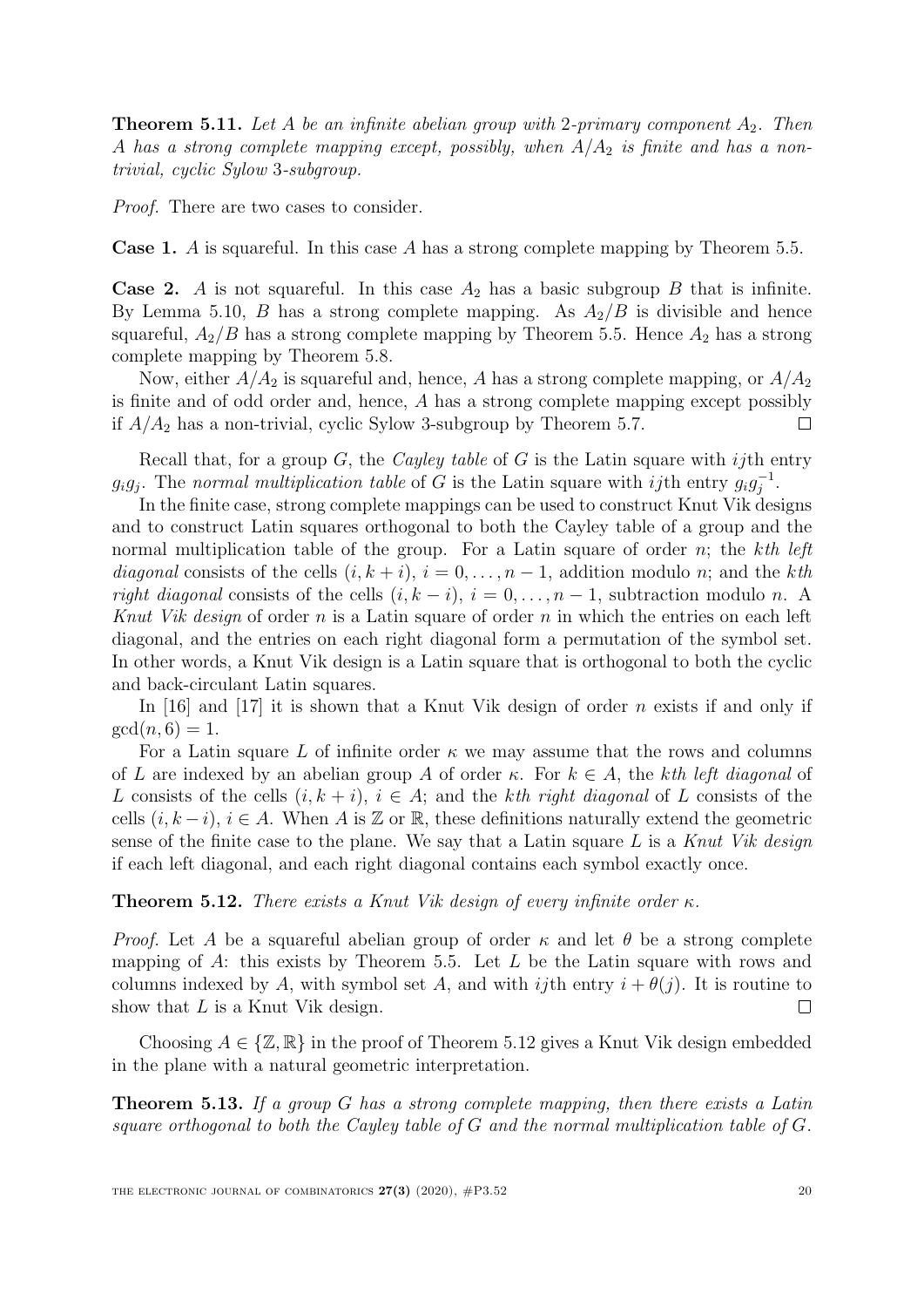**Theorem 5.11.** *Let $A$ be an infinite abelian group with 2-primary component $A_2$. Then $A$ has a strong complete mapping except, possibly, when $A/A_2$ is finite and has a non-trivial, cyclic Sylow 3-subgroup.*

*Proof.* There are two cases to consider.

**Case 1.** $A$ is squareful. In this case $A$ has a strong complete mapping by Theorem 5.5.

**Case 2.** $A$ is not squareful. In this case $A_2$ has a basic subgroup $B$ that is infinite. By Lemma 5.10, $B$ has a strong complete mapping. As $A_2/B$ is divisible and hence squareful, $A_2/B$ has a strong complete mapping by Theorem 5.5. Hence $A_2$ has a strong complete mapping by Theorem 5.8.

Now, either $A/A_2$ is squareful and, hence, $A$ has a strong complete mapping, or $A/A_2$ is finite and of odd order and, hence, $A$ has a strong complete mapping except possibly if $A/A_2$ has a non-trivial, cyclic Sylow 3-subgroup by Theorem 5.7. □

Recall that, for a group $G$, the *Cayley table* of $G$ is the Latin square with $ij$th entry $g_i g_j$. The *normal multiplication table* of $G$ is the Latin square with $ij$th entry $g_i g_j^{-1}$.

In the finite case, strong complete mappings can be used to construct Knut Vik designs and to construct Latin squares orthogonal to both the Cayley table of a group and the normal multiplication table of the group. For a Latin square of order $n$; the *kth left diagonal* consists of the cells $(i, k+i)$, $i = 0, \ldots, n-1$, addition modulo $n$; and the *kth right diagonal* consists of the cells $(i, k-i)$, $i = 0, \ldots, n-1$, subtraction modulo $n$. A *Knut Vik design* of order $n$ is a Latin square of order $n$ in which the entries on each left diagonal, and the entries on each right diagonal form a permutation of the symbol set. In other words, a Knut Vik design is a Latin square that is orthogonal to both the cyclic and back-circulant Latin squares.

In [16] and [17] it is shown that a Knut Vik design of order $n$ exists if and only if $\gcd(n, 6) = 1$.

For a Latin square $L$ of infinite order $\kappa$ we may assume that the rows and columns of $L$ are indexed by an abelian group $A$ of order $\kappa$. For $k \in A$, the *kth left diagonal* of $L$ consists of the cells $(i, k+i)$, $i \in A$; and the *kth right diagonal* of $L$ consists of the cells $(i, k-i)$, $i \in A$. When $A$ is $\mathbb{Z}$ or $\mathbb{R}$, these definitions naturally extend the geometric sense of the finite case to the plane. We say that a Latin square $L$ is a *Knut Vik design* if each left diagonal, and each right diagonal contains each symbol exactly once.

**Theorem 5.12.** *There exists a Knut Vik design of every infinite order $\kappa$.*

*Proof.* Let $A$ be a squareful abelian group of order $\kappa$ and let $\theta$ be a strong complete mapping of $A$: this exists by Theorem 5.5. Let $L$ be the Latin square with rows and columns indexed by $A$, with symbol set $A$, and with $ij$th entry $i + \theta(j)$. It is routine to show that $L$ is a Knut Vik design. □

Choosing $A \in \{\mathbb{Z}, \mathbb{R}\}$ in the proof of Theorem 5.12 gives a Knut Vik design embedded in the plane with a natural geometric interpretation.

**Theorem 5.13.** *If a group $G$ has a strong complete mapping, then there exists a Latin square orthogonal to both the Cayley table of $G$ and the normal multiplication table of $G$.*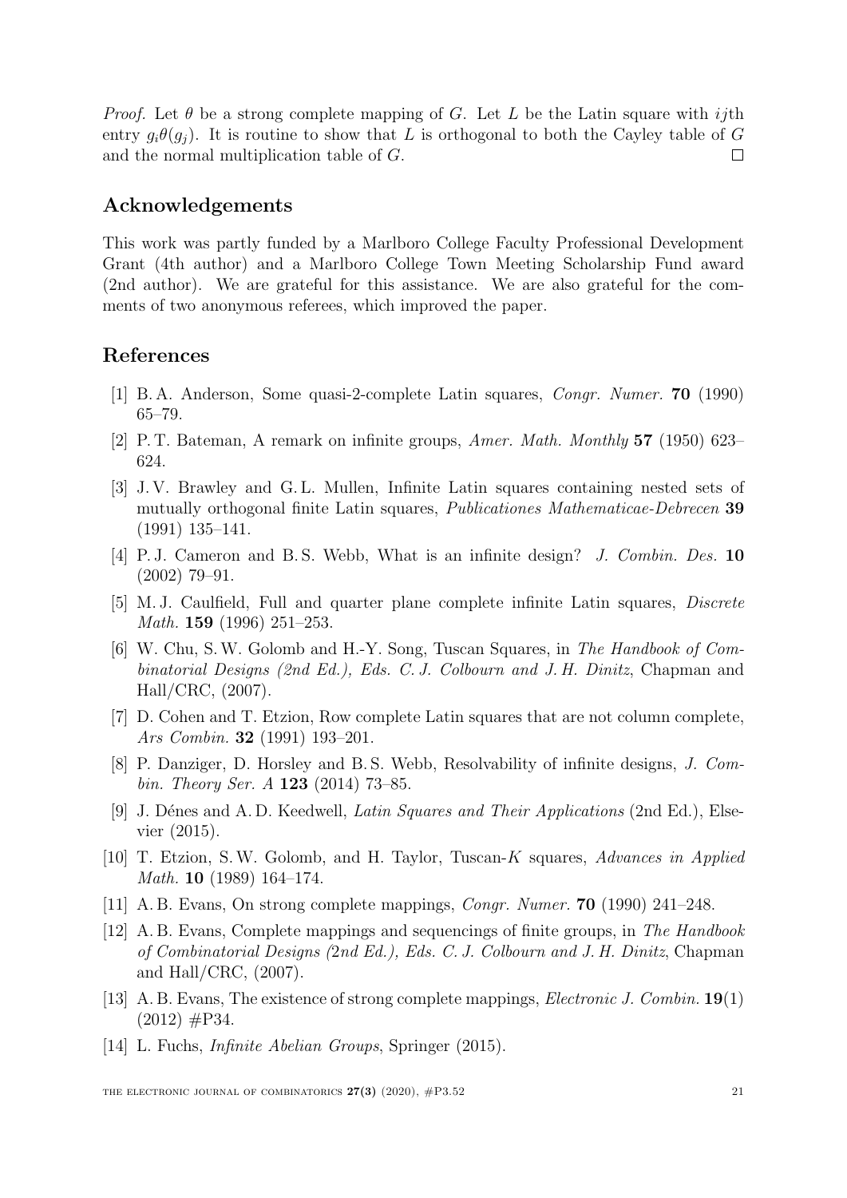*Proof.* Let $\theta$ be a strong complete mapping of $G$. Let $L$ be the Latin square with $ij$th entry $g_i\theta(g_j)$. It is routine to show that $L$ is orthogonal to both the Cayley table of $G$ and the normal multiplication table of $G$. □

## Acknowledgements

This work was partly funded by a Marlboro College Faculty Professional Development Grant (4th author) and a Marlboro College Town Meeting Scholarship Fund award (2nd author). We are grateful for this assistance. We are also grateful for the comments of two anonymous referees, which improved the paper.

## References

[1] B. A. Anderson, Some quasi-2-complete Latin squares, *Congr. Numer.* **70** (1990) 65–79.

[2] P. T. Bateman, A remark on infinite groups, *Amer. Math. Monthly* **57** (1950) 623–624.

[3] J. V. Brawley and G. L. Mullen, Infinite Latin squares containing nested sets of mutually orthogonal finite Latin squares, *Publicationes Mathematicae-Debrecen* **39** (1991) 135–141.

[4] P. J. Cameron and B. S. Webb, What is an infinite design? *J. Combin. Des.* **10** (2002) 79–91.

[5] M. J. Caulfield, Full and quarter plane complete infinite Latin squares, *Discrete Math.* **159** (1996) 251–253.

[6] W. Chu, S. W. Golomb and H.-Y. Song, Tuscan Squares, in *The Handbook of Combinatorial Designs (2nd Ed.), Eds. C. J. Colbourn and J. H. Dinitz*, Chapman and Hall/CRC, (2007).

[7] D. Cohen and T. Etzion, Row complete Latin squares that are not column complete, *Ars Combin.* **32** (1991) 193–201.

[8] P. Danziger, D. Horsley and B. S. Webb, Resolvability of infinite designs, *J. Combin. Theory Ser. A* **123** (2014) 73–85.

[9] J. Dénes and A. D. Keedwell, *Latin Squares and Their Applications* (2nd Ed.), Elsevier (2015).

[10] T. Etzion, S. W. Golomb, and H. Taylor, Tuscan-$K$ squares, *Advances in Applied Math.* **10** (1989) 164–174.

[11] A. B. Evans, On strong complete mappings, *Congr. Numer.* **70** (1990) 241–248.

[12] A. B. Evans, Complete mappings and sequencings of finite groups, in *The Handbook of Combinatorial Designs (2nd Ed.), Eds. C. J. Colbourn and J. H. Dinitz*, Chapman and Hall/CRC, (2007).

[13] A. B. Evans, The existence of strong complete mappings, *Electronic J. Combin.* **19**(1) (2012) #P34.

[14] L. Fuchs, *Infinite Abelian Groups*, Springer (2015).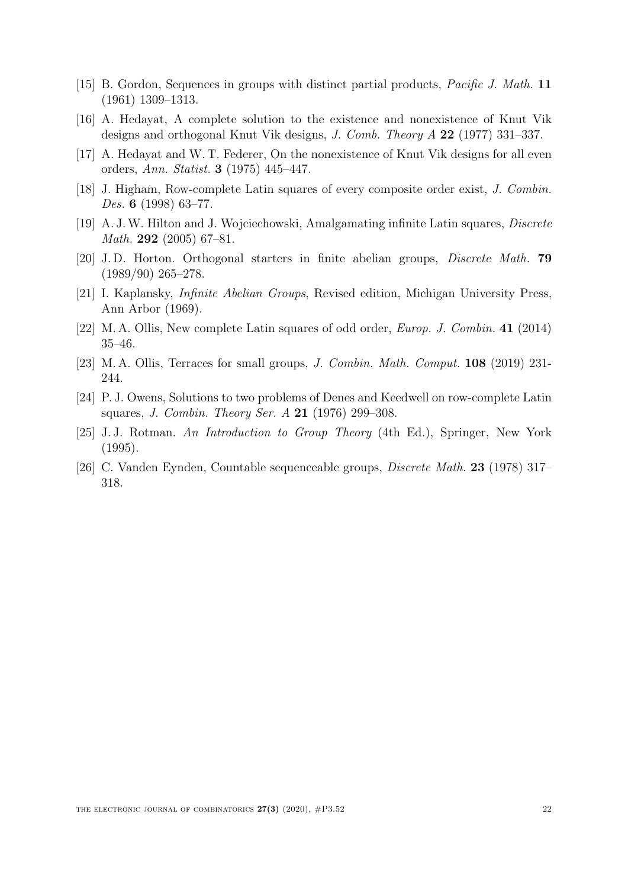[15] B. Gordon, Sequences in groups with distinct partial products, *Pacific J. Math.* **11** (1961) 1309–1313.

[16] A. Hedayat, A complete solution to the existence and nonexistence of Knut Vik designs and orthogonal Knut Vik designs, *J. Comb. Theory A* **22** (1977) 331–337.

[17] A. Hedayat and W. T. Federer, On the nonexistence of Knut Vik designs for all even orders, *Ann. Statist.* **3** (1975) 445–447.

[18] J. Higham, Row-complete Latin squares of every composite order exist, *J. Combin. Des.* **6** (1998) 63–77.

[19] A. J. W. Hilton and J. Wojciechowski, Amalgamating infinite Latin squares, *Discrete Math.* **292** (2005) 67–81.

[20] J. D. Horton. Orthogonal starters in finite abelian groups, *Discrete Math.* **79** (1989/90) 265–278.

[21] I. Kaplansky, *Infinite Abelian Groups*, Revised edition, Michigan University Press, Ann Arbor (1969).

[22] M. A. Ollis, New complete Latin squares of odd order, *Europ. J. Combin.* **41** (2014) 35–46.

[23] M. A. Ollis, Terraces for small groups, *J. Combin. Math. Comput.* **108** (2019) 231-244.

[24] P. J. Owens, Solutions to two problems of Denes and Keedwell on row-complete Latin squares, *J. Combin. Theory Ser. A* **21** (1976) 299–308.

[25] J. J. Rotman. *An Introduction to Group Theory* (4th Ed.), Springer, New York (1995).

[26] C. Vanden Eynden, Countable sequenceable groups, *Discrete Math.* **23** (1978) 317–318.